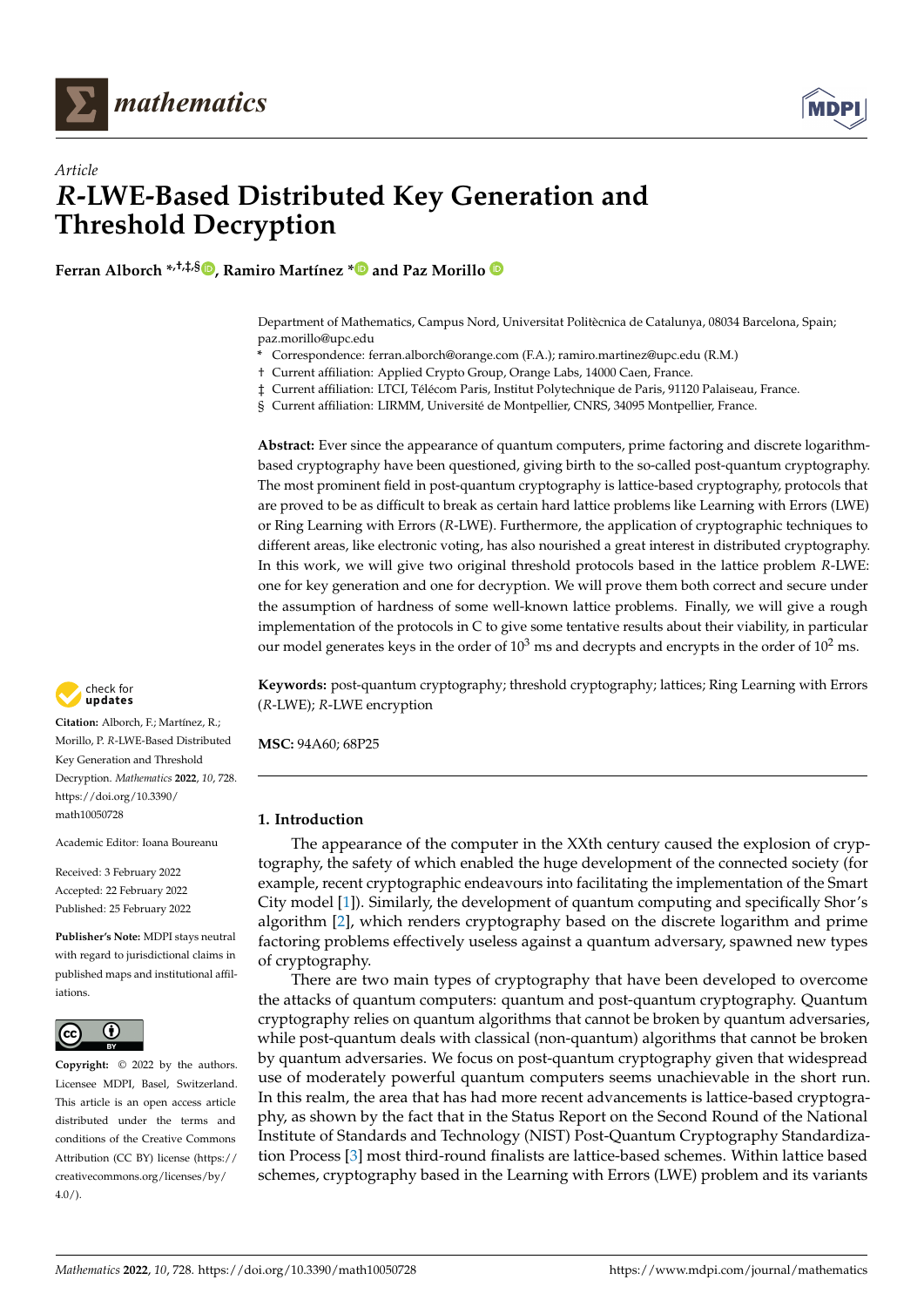*Article*

# *R*-LWE-Based Distributed Key Generation and Threshold Decryption

**Ferran Alborch** *,†,‡,§, **Ramiro Martínez** * and **Paz Morillo**

Department of Mathematics, Campus Nord, Universitat Politècnica de Catalunya, 08034 Barcelona, Spain; paz.morillo@upc.edu

\* Correspondence: ferran.alborch@orange.com (F.A.); ramiro.martinez@upc.edu (R.M.)

† Current affiliation: Applied Crypto Group, Orange Labs, 14000 Caen, France.

‡ Current affiliation: LTCI, Télécom Paris, Institut Polytechnique de Paris, 91120 Palaiseau, France.

§ Current affiliation: LIRMM, Université de Montpellier, CNRS, 34095 Montpellier, France.

**Abstract:** Ever since the appearance of quantum computers, prime factoring and discrete logarithm-based cryptography have been questioned, giving birth to the so-called post-quantum cryptography. The most prominent field in post-quantum cryptography is lattice-based cryptography, protocols that are proved to be as difficult to break as certain hard lattice problems like Learning with Errors (LWE) or Ring Learning with Errors (*R*-LWE). Furthermore, the application of cryptographic techniques to different areas, like electronic voting, has also nourished a great interest in distributed cryptography. In this work, we will give two original threshold protocols based in the lattice problem *R*-LWE: one for key generation and one for decryption. We will prove them both correct and secure under the assumption of hardness of some well-known lattice problems. Finally, we will give a rough implementation of the protocols in C to give some tentative results about their viability, in particular our model generates keys in the order of $10^3$ ms and decrypts and encrypts in the order of $10^2$ ms.

**Keywords:** post-quantum cryptography; threshold cryptography; lattices; Ring Learning with Errors (*R*-LWE); *R*-LWE encryption

**MSC:** 94A60; 68P25

**Citation:** Alborch, F.; Martínez, R.; Morillo, P. *R*-LWE-Based Distributed Key Generation and Threshold Decryption. *Mathematics* **2022**, *10*, 728. https://doi.org/10.3390/math10050728

Academic Editor: Ioana Boureanu

Received: 3 February 2022
Accepted: 22 February 2022
Published: 25 February 2022

**Publisher's Note:** MDPI stays neutral with regard to jurisdictional claims in published maps and institutional affiliations.

**Copyright:** © 2022 by the authors. Licensee MDPI, Basel, Switzerland. This article is an open access article distributed under the terms and conditions of the Creative Commons Attribution (CC BY) license (https://creativecommons.org/licenses/by/4.0/).

## 1. Introduction

The appearance of the computer in the XXth century caused the explosion of cryptography, the safety of which enabled the huge development of the connected society (for example, recent cryptographic endeavours into facilitating the implementation of the Smart City model [1]). Similarly, the development of quantum computing and specifically Shor's algorithm [2], which renders cryptography based on the discrete logarithm and prime factoring problems effectively useless against a quantum adversary, spawned new types of cryptography.

There are two main types of cryptography that have been developed to overcome the attacks of quantum computers: quantum and post-quantum cryptography. Quantum cryptography relies on quantum algorithms that cannot be broken by quantum adversaries, while post-quantum deals with classical (non-quantum) algorithms that cannot be broken by quantum adversaries. We focus on post-quantum cryptography given that widespread use of moderately powerful quantum computers seems unachievable in the short run. In this realm, the area that has had more recent advancements is lattice-based cryptography, as shown by the fact that in the Status Report on the Second Round of the National Institute of Standards and Technology (NIST) Post-Quantum Cryptography Standardization Process [3] most third-round finalists are lattice-based schemes. Within lattice based schemes, cryptography based in the Learning with Errors (LWE) problem and its variants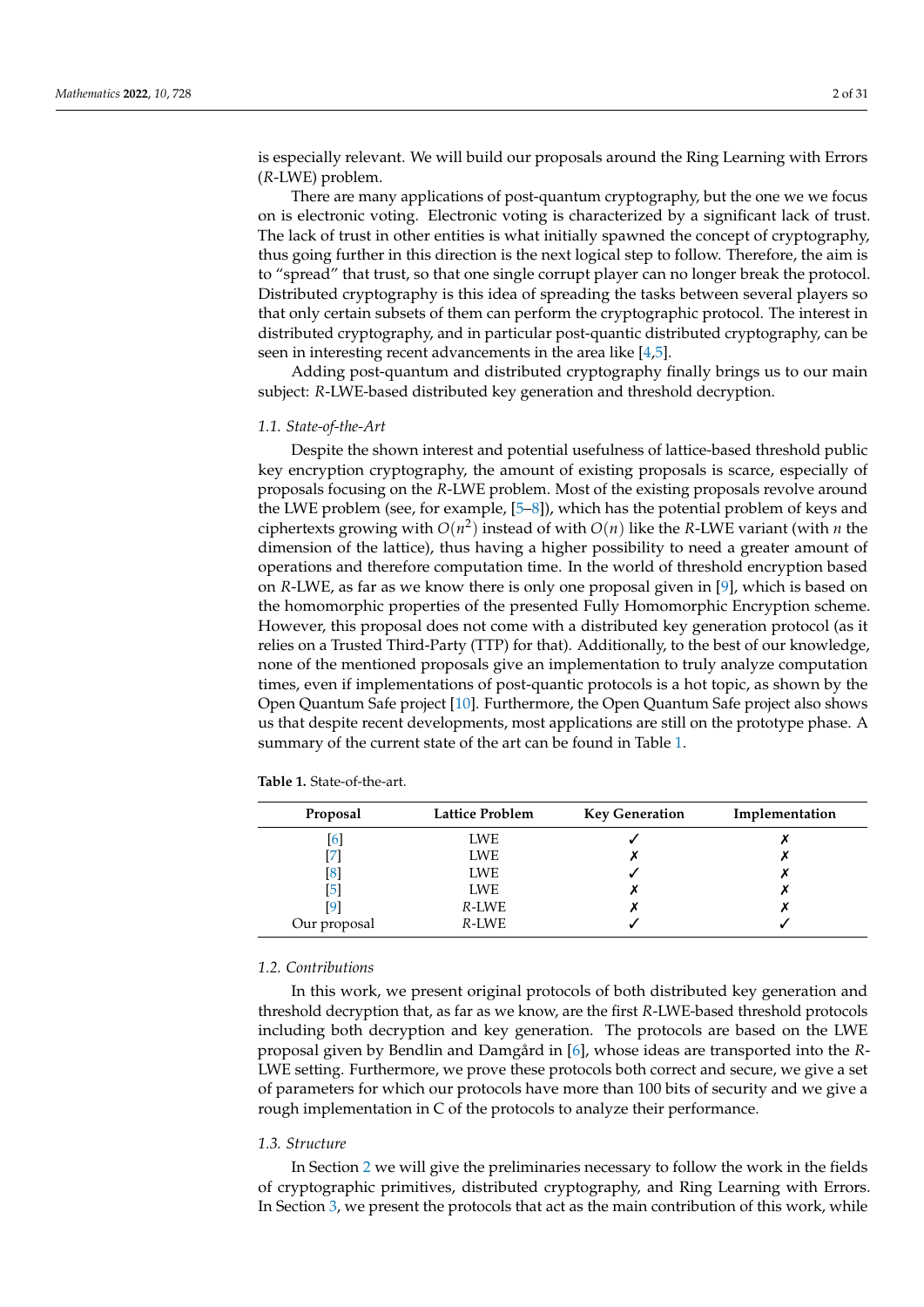is especially relevant. We will build our proposals around the Ring Learning with Errors ($R$-LWE) problem.

There are many applications of post-quantum cryptography, but the one we we focus on is electronic voting. Electronic voting is characterized by a significant lack of trust. The lack of trust in other entities is what initially spawned the concept of cryptography, thus going further in this direction is the next logical step to follow. Therefore, the aim is to "spread" that trust, so that one single corrupt player can no longer break the protocol. Distributed cryptography is this idea of spreading the tasks between several players so that only certain subsets of them can perform the cryptographic protocol. The interest in distributed cryptography, and in particular post-quantic distributed cryptography, can be seen in interesting recent advancements in the area like [4,5].

Adding post-quantum and distributed cryptography finally brings us to our main subject: $R$-LWE-based distributed key generation and threshold decryption.

### 1.1. State-of-the-Art

Despite the shown interest and potential usefulness of lattice-based threshold public key encryption cryptography, the amount of existing proposals is scarce, especially of proposals focusing on the $R$-LWE problem. Most of the existing proposals revolve around the LWE problem (see, for example, [5–8]), which has the potential problem of keys and ciphertexts growing with $O(n^2)$ instead of with $O(n)$ like the $R$-LWE variant (with $n$ the dimension of the lattice), thus having a higher possibility to need a greater amount of operations and therefore computation time. In the world of threshold encryption based on $R$-LWE, as far as we know there is only one proposal given in [9], which is based on the homomorphic properties of the presented Fully Homomorphic Encryption scheme. However, this proposal does not come with a distributed key generation protocol (as it relies on a Trusted Third-Party (TTP) for that). Additionally, to the best of our knowledge, none of the mentioned proposals give an implementation to truly analyze computation times, even if implementations of post-quantic protocols is a hot topic, as shown by the Open Quantum Safe project [10]. Furthermore, the Open Quantum Safe project also shows us that despite recent developments, most applications are still on the prototype phase. A summary of the current state of the art can be found in Table 1.

**Table 1.** State-of-the-art.

| Proposal | Lattice Problem | Key Generation | Implementation |
|---|---|---|---|
| [6] | LWE | ✓ | ✗ |
| [7] | LWE | ✗ | ✗ |
| [8] | LWE | ✓ | ✗ |
| [5] | LWE | ✗ | ✗ |
| [9] | $R$-LWE | ✗ | ✗ |
| Our proposal | $R$-LWE | ✓ | ✓ |

### 1.2. Contributions

In this work, we present original protocols of both distributed key generation and threshold decryption that, as far as we know, are the first $R$-LWE-based threshold protocols including both decryption and key generation. The protocols are based on the LWE proposal given by Bendlin and Damgård in [6], whose ideas are transported into the $R$-LWE setting. Furthermore, we prove these protocols both correct and secure, we give a set of parameters for which our protocols have more than 100 bits of security and we give a rough implementation in C of the protocols to analyze their performance.

### 1.3. Structure

In Section 2 we will give the preliminaries necessary to follow the work in the fields of cryptographic primitives, distributed cryptography, and Ring Learning with Errors. In Section 3, we present the protocols that act as the main contribution of this work, while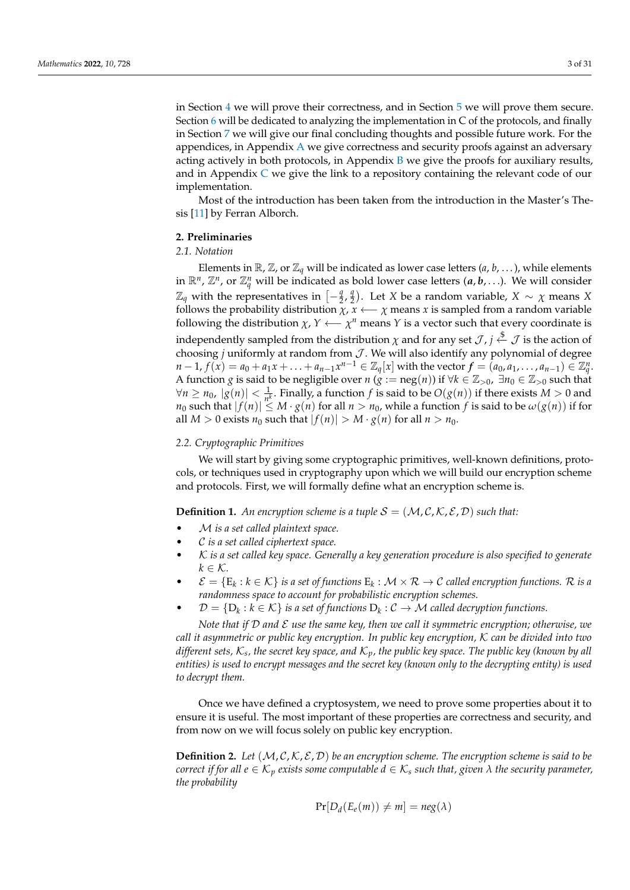in Section 4 we will prove their correctness, and in Section 5 we will prove them secure. Section 6 will be dedicated to analyzing the implementation in C of the protocols, and finally in Section 7 we will give our final concluding thoughts and possible future work. For the appendices, in Appendix A we give correctness and security proofs against an adversary acting actively in both protocols, in Appendix B we give the proofs for auxiliary results, and in Appendix C we give the link to a repository containing the relevant code of our implementation.

Most of the introduction has been taken from the introduction in the Master's Thesis [11] by Ferran Alborch.

## 2. Preliminaries

### 2.1. Notation

Elements in $\mathbb{R}$, $\mathbb{Z}$, or $\mathbb{Z}_q$ will be indicated as lower case letters ($a, b, \ldots$), while elements in $\mathbb{R}^n$, $\mathbb{Z}^n$, or $\mathbb{Z}_q^n$ will be indicated as bold lower case letters ($\boldsymbol{a}, \boldsymbol{b}, \ldots$). We will consider $\mathbb{Z}_q$ with the representatives in $\left[-\frac{q}{2}, \frac{q}{2}\right)$. Let $X$ be a random variable, $X \sim \chi$ means $X$ follows the probability distribution $\chi$, $x \longleftarrow \chi$ means $x$ is sampled from a random variable following the distribution $\chi$, $Y \longleftarrow \chi^n$ means $Y$ is a vector such that every coordinate is independently sampled from the distribution $\chi$ and for any set $\mathcal{J}$, $j \xleftarrow{\$} \mathcal{J}$ is the action of choosing $j$ uniformly at random from $\mathcal{J}$. We will also identify any polynomial of degree $n-1$, $f(x) = a_0 + a_1 x + \ldots + a_{n-1}x^{n-1} \in \mathbb{Z}_q[x]$ with the vector $\boldsymbol{f} = (a_0, a_1, \ldots, a_{n-1}) \in \mathbb{Z}_q^n$. A function $g$ is said to be negligible over $n$ ($g := \text{neg}(n)$) if $\forall k \in \mathbb{Z}_{>0}$, $\exists n_0 \in \mathbb{Z}_{>0}$ such that $\forall n \geq n_0$, $|g(n)| < \frac{1}{n^k}$. Finally, a function $f$ is said to be $O(g(n))$ if there exists $M > 0$ and $n_0$ such that $|f(n)| \leq M \cdot g(n)$ for all $n > n_0$, while a function $f$ is said to be $\omega(g(n))$ if for all $M > 0$ exists $n_0$ such that $|f(n)| > M \cdot g(n)$ for all $n > n_0$.

### 2.2. Cryptographic Primitives

We will start by giving some cryptographic primitives, well-known definitions, protocols, or techniques used in cryptography upon which we will build our encryption scheme and protocols. First, we will formally define what an encryption scheme is.

**Definition 1.** *An encryption scheme is a tuple $\mathcal{S} = (\mathcal{M}, \mathcal{C}, \mathcal{K}, \mathcal{E}, \mathcal{D})$ such that:*

- *$\mathcal{M}$ is a set called plaintext space.*
- *$\mathcal{C}$ is a set called ciphertext space.*
- *$\mathcal{K}$ is a set called key space. Generally a key generation procedure is also specified to generate $k \in \mathcal{K}$.*
- *$\mathcal{E} = \{\mathrm{E}_k : k \in \mathcal{K}\}$ is a set of functions $\mathrm{E}_k : \mathcal{M} \times \mathcal{R} \to \mathcal{C}$ called encryption functions. $\mathcal{R}$ is a randomness space to account for probabilistic encryption schemes.*
- *$\mathcal{D} = \{\mathrm{D}_k : k \in \mathcal{K}\}$ is a set of functions $\mathrm{D}_k : \mathcal{C} \to \mathcal{M}$ called decryption functions.*

*Note that if $\mathcal{D}$ and $\mathcal{E}$ use the same key, then we call it symmetric encryption; otherwise, we call it asymmetric or public key encryption. In public key encryption, $\mathcal{K}$ can be divided into two different sets, $\mathcal{K}_s$, the secret key space, and $\mathcal{K}_p$, the public key space. The public key (known by all entities) is used to encrypt messages and the secret key (known only to the decrypting entity) is used to decrypt them.*

Once we have defined a cryptosystem, we need to prove some properties about it to ensure it is useful. The most important of these properties are correctness and security, and from now on we will focus solely on public key encryption.

**Definition 2.** *Let $(\mathcal{M}, \mathcal{C}, \mathcal{K}, \mathcal{E}, \mathcal{D})$ be an encryption scheme. The encryption scheme is said to be correct if for all $e \in \mathcal{K}_p$ exists some computable $d \in \mathcal{K}_s$ such that, given $\lambda$ the security parameter, the probability*

$$\Pr[D_d(E_e(m)) \neq m] = neg(\lambda)$$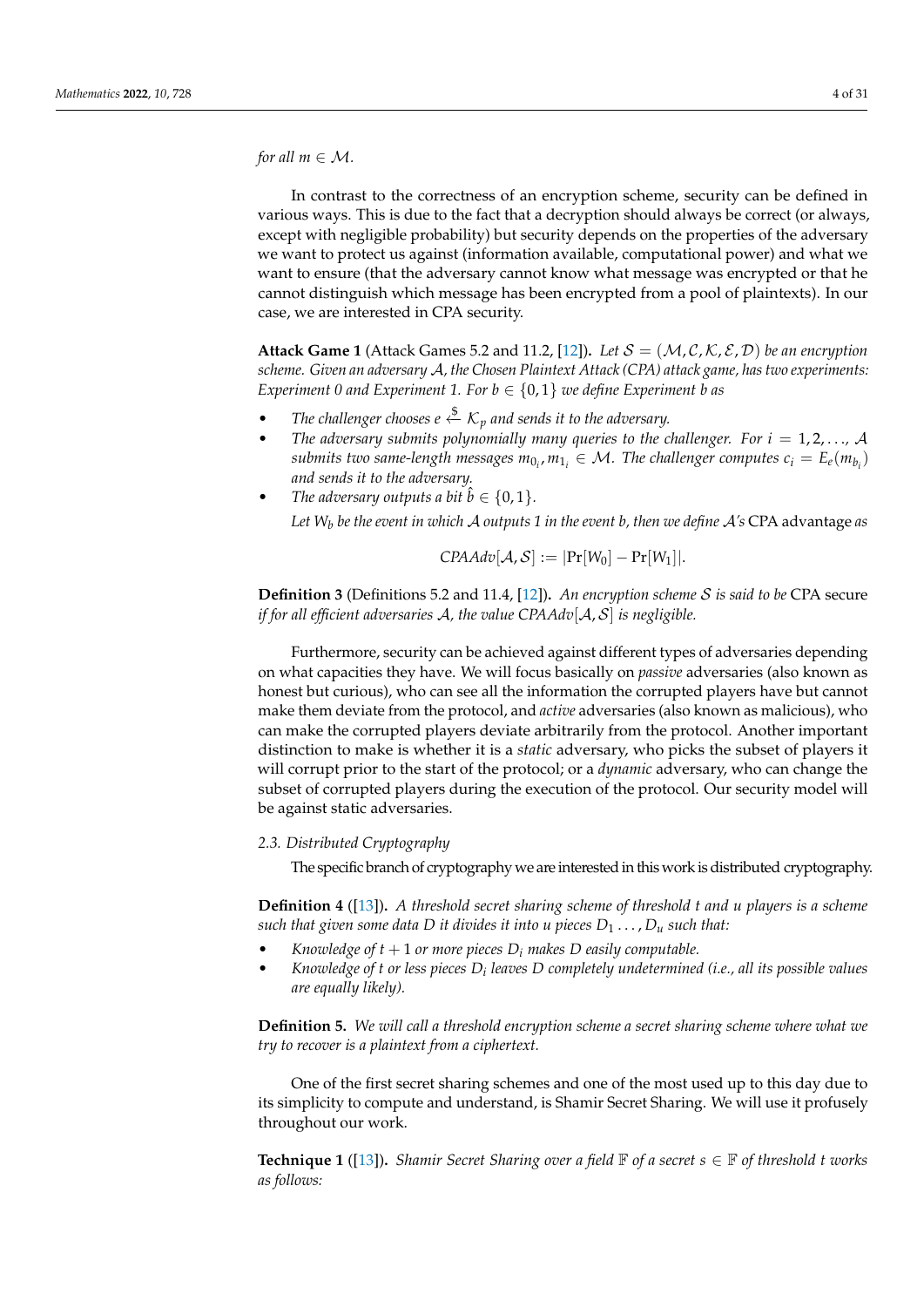*for all* $m \in \mathcal{M}$.

In contrast to the correctness of an encryption scheme, security can be defined in various ways. This is due to the fact that a decryption should always be correct (or always, except with negligible probability) but security depends on the properties of the adversary we want to protect us against (information available, computational power) and what we want to ensure (that the adversary cannot know what message was encrypted or that he cannot distinguish which message has been encrypted from a pool of plaintexts). In our case, we are interested in CPA security.

**Attack Game 1** (Attack Games 5.2 and 11.2, [12])**.** *Let* $\mathcal{S} = (\mathcal{M}, \mathcal{C}, \mathcal{K}, \mathcal{E}, \mathcal{D})$ *be an encryption scheme. Given an adversary* $\mathcal{A}$*, the Chosen Plaintext Attack (CPA) attack game, has two experiments: Experiment 0 and Experiment 1. For* $b \in \{0, 1\}$ *we define Experiment b as*

- *The challenger chooses* $e \xleftarrow{\$} \mathcal{K}_p$ *and sends it to the adversary.*
- *The adversary submits polynomially many queries to the challenger. For* $i = 1, 2, \ldots,$ $\mathcal{A}$ *submits two same-length messages* $m_{0_i}, m_{1_i} \in \mathcal{M}$*. The challenger computes* $c_i = E_e(m_{b_i})$ *and sends it to the adversary.*
- *The adversary outputs a bit* $\hat{b} \in \{0, 1\}$*.*

  *Let* $W_b$ *be the event in which* $\mathcal{A}$ *outputs 1 in the event b, then we define* $\mathcal{A}$*'s* CPA advantage *as*

$$CPAAdv[\mathcal{A}, \mathcal{S}] := |\Pr[W_0] - \Pr[W_1]|.$$

**Definition 3** (Definitions 5.2 and 11.4, [12])**.** *An encryption scheme* $\mathcal{S}$ *is said to be* CPA secure *if for all efficient adversaries* $\mathcal{A}$*, the value* $CPAAdv[\mathcal{A}, \mathcal{S}]$ *is negligible.*

Furthermore, security can be achieved against different types of adversaries depending on what capacities they have. We will focus basically on *passive* adversaries (also known as honest but curious), who can see all the information the corrupted players have but cannot make them deviate from the protocol, and *active* adversaries (also known as malicious), who can make the corrupted players deviate arbitrarily from the protocol. Another important distinction to make is whether it is a *static* adversary, who picks the subset of players it will corrupt prior to the start of the protocol; or a *dynamic* adversary, who can change the subset of corrupted players during the execution of the protocol. Our security model will be against static adversaries.

### 2.3. Distributed Cryptography

The specific branch of cryptography we are interested in this work is distributed cryptography.

**Definition 4** ([13])**.** *A threshold secret sharing scheme of threshold t and u players is a scheme such that given some data D it divides it into u pieces* $D_1 \ldots, D_u$ *such that:*

- *Knowledge of* $t + 1$ *or more pieces* $D_i$ *makes D easily computable.*
- *Knowledge of t or less pieces* $D_i$ *leaves D completely undetermined (i.e., all its possible values are equally likely).*

**Definition 5.** *We will call a threshold encryption scheme a secret sharing scheme where what we try to recover is a plaintext from a ciphertext.*

One of the first secret sharing schemes and one of the most used up to this day due to its simplicity to compute and understand, is Shamir Secret Sharing. We will use it profusely throughout our work.

**Technique 1** ([13])**.** *Shamir Secret Sharing over a field* $\mathbb{F}$ *of a secret* $s \in \mathbb{F}$ *of threshold t works as follows:*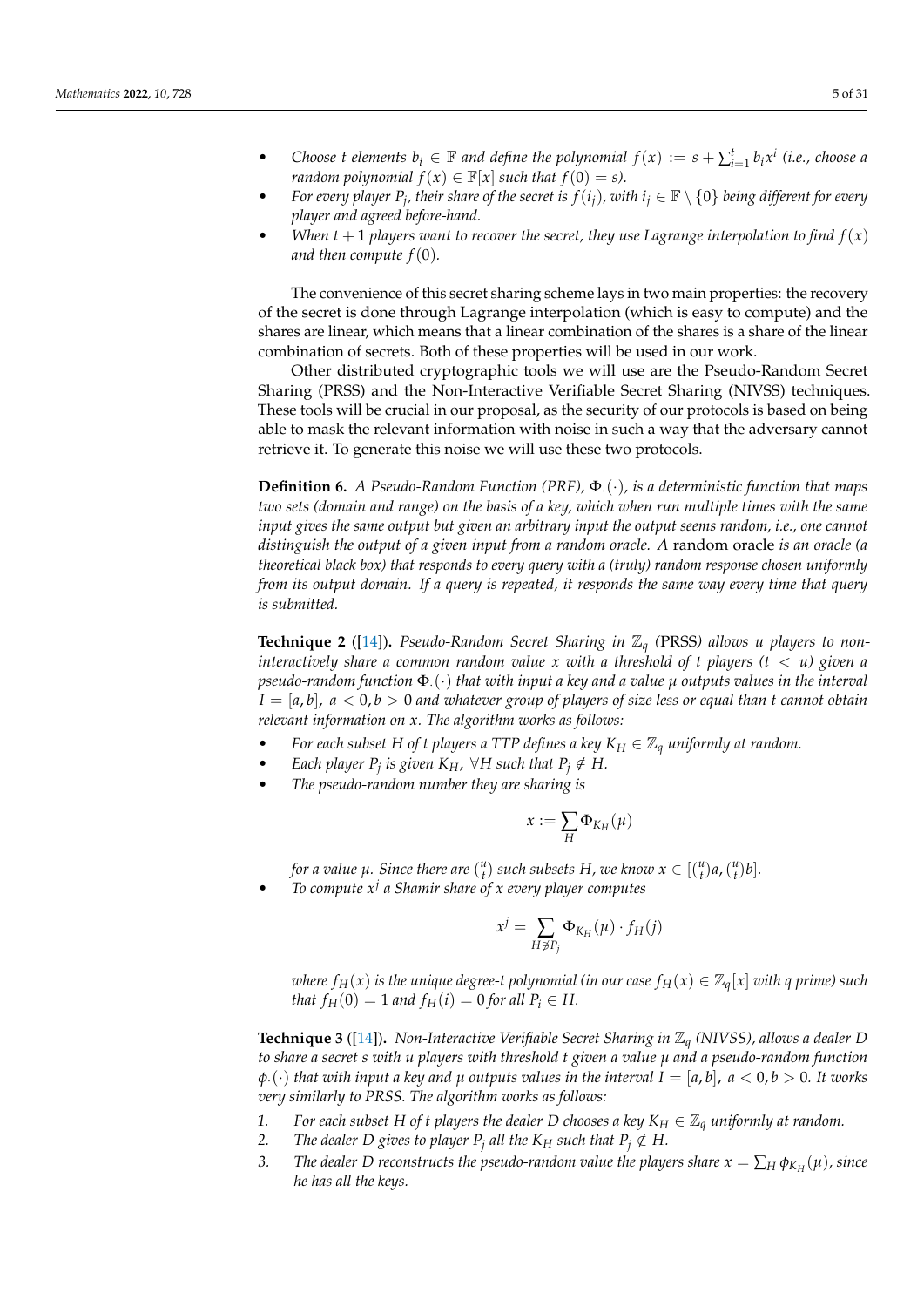- *Choose $t$ elements $b_i \in \mathbb{F}$ and define the polynomial $f(x) := s + \sum_{i=1}^{t} b_i x^i$ (i.e., choose a random polynomial $f(x) \in \mathbb{F}[x]$ such that $f(0) = s$).*
- *For every player $P_j$, their share of the secret is $f(i_j)$, with $i_j \in \mathbb{F} \setminus \{0\}$ being different for every player and agreed before-hand.*
- *When $t+1$ players want to recover the secret, they use Lagrange interpolation to find $f(x)$ and then compute $f(0)$.*

The convenience of this secret sharing scheme lays in two main properties: the recovery of the secret is done through Lagrange interpolation (which is easy to compute) and the shares are linear, which means that a linear combination of the shares is a share of the linear combination of secrets. Both of these properties will be used in our work.

Other distributed cryptographic tools we will use are the Pseudo-Random Secret Sharing (PRSS) and the Non-Interactive Verifiable Secret Sharing (NIVSS) techniques. These tools will be crucial in our proposal, as the security of our protocols is based on being able to mask the relevant information with noise in such a way that the adversary cannot retrieve it. To generate this noise we will use these two protocols.

**Definition 6.** *A Pseudo-Random Function (PRF), $\Phi_\cdot(\cdot)$, is a deterministic function that maps two sets (domain and range) on the basis of a key, which when run multiple times with the same input gives the same output but given an arbitrary input the output seems random, i.e., one cannot distinguish the output of a given input from a random oracle. A* random oracle *is an oracle (a theoretical black box) that responds to every query with a (truly) random response chosen uniformly from its output domain. If a query is repeated, it responds the same way every time that query is submitted.*

**Technique 2** ([14])**.** *Pseudo-Random Secret Sharing in $\mathbb{Z}_q$ (*PRSS*) allows $u$ players to non-interactively share a common random value $x$ with a threshold of $t$ players ($t < u$) given a pseudo-random function $\Phi_\cdot(\cdot)$ that with input a key and a value $\mu$ outputs values in the interval $I = [a, b]$, $a < 0, b > 0$ and whatever group of players of size less or equal than $t$ cannot obtain relevant information on $x$. The algorithm works as follows:*

- *For each subset $H$ of $t$ players a TTP defines a key $K_H \in \mathbb{Z}_q$ uniformly at random.*
- *Each player $P_j$ is given $K_H$, $\forall H$ such that $P_j \notin H$.*
- *The pseudo-random number they are sharing is*

$$x := \sum_H \Phi_{K_H}(\mu)$$

  *for a value $\mu$. Since there are $\binom{u}{t}$ such subsets $H$, we know $x \in [\binom{u}{t}a, \binom{u}{t}b]$.*
- *To compute $x^j$ a Shamir share of $x$ every player computes*

$$x^j = \sum_{H \not\ni P_j} \Phi_{K_H}(\mu) \cdot f_H(j)$$

  *where $f_H(x)$ is the unique degree-$t$ polynomial (in our case $f_H(x) \in \mathbb{Z}_q[x]$ with $q$ prime) such that $f_H(0) = 1$ and $f_H(i) = 0$ for all $P_i \in H$.*

**Technique 3** ([14])**.** *Non-Interactive Verifiable Secret Sharing in $\mathbb{Z}_q$ (NIVSS), allows a dealer $D$ to share a secret $s$ with $u$ players with threshold $t$ given a value $\mu$ and a pseudo-random function $\phi_\cdot(\cdot)$ that with input a key and $\mu$ outputs values in the interval $I = [a, b]$, $a < 0, b > 0$. It works very similarly to PRSS. The algorithm works as follows:*

1. *For each subset $H$ of $t$ players the dealer $D$ chooses a key $K_H \in \mathbb{Z}_q$ uniformly at random.*
2. *The dealer $D$ gives to player $P_j$ all the $K_H$ such that $P_j \notin H$.*
3. *The dealer $D$ reconstructs the pseudo-random value the players share $x = \sum_H \phi_{K_H}(\mu)$, since he has all the keys.*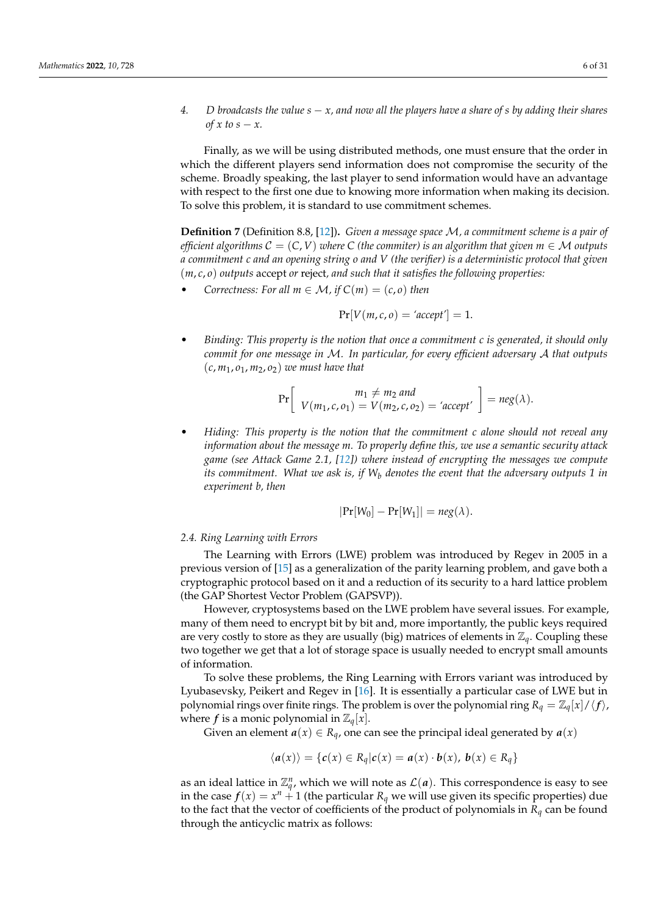4. *D broadcasts the value $s - x$, and now all the players have a share of $s$ by adding their shares of $x$ to $s - x$.*

Finally, as we will be using distributed methods, one must ensure that the order in which the different players send information does not compromise the security of the scheme. Broadly speaking, the last player to send information would have an advantage with respect to the first one due to knowing more information when making its decision. To solve this problem, it is standard to use commitment schemes.

**Definition 7** (Definition 8.8, [12])**.** *Given a message space $\mathcal{M}$, a commitment scheme is a pair of efficient algorithms $\mathcal{C} = (C, V)$ where $C$ (the commiter) is an algorithm that given $m \in \mathcal{M}$ outputs a commitment $c$ and an opening string $o$ and $V$ (the verifier) is a deterministic protocol that given $(m, c, o)$ outputs* accept *or* reject*, and such that it satisfies the following properties:*

- *Correctness: For all $m \in \mathcal{M}$, if $C(m) = (c, o)$ then*

$$\Pr[V(m, c, o) = \text{'accept'}] = 1.$$

- *Binding: This property is the notion that once a commitment $c$ is generated, it should only commit for one message in $\mathcal{M}$. In particular, for every efficient adversary $\mathcal{A}$ that outputs $(c, m_1, o_1, m_2, o_2)$ we must have that*

$$\Pr\left[\begin{array}{c} m_1 \neq m_2 \text{ and} \\ V(m_1, c, o_1) = V(m_2, c, o_2) = \text{'accept'} \end{array}\right] = neg(\lambda).$$

- *Hiding: This property is the notion that the commitment $c$ alone should not reveal any information about the message $m$. To properly define this, we use a semantic security attack game (see Attack Game 2.1, [12]) where instead of encrypting the messages we compute its commitment. What we ask is, if $W_b$ denotes the event that the adversary outputs 1 in experiment $b$, then*

$$|\Pr[W_0] - \Pr[W_1]| = neg(\lambda).$$

### 2.4. Ring Learning with Errors

The Learning with Errors (LWE) problem was introduced by Regev in 2005 in a previous version of [15] as a generalization of the parity learning problem, and gave both a cryptographic protocol based on it and a reduction of its security to a hard lattice problem (the GAP Shortest Vector Problem (GAPSVP)).

However, cryptosystems based on the LWE problem have several issues. For example, many of them need to encrypt bit by bit and, more importantly, the public keys required are very costly to store as they are usually (big) matrices of elements in $\mathbb{Z}_q$. Coupling these two together we get that a lot of storage space is usually needed to encrypt small amounts of information.

To solve these problems, the Ring Learning with Errors variant was introduced by Lyubasevsky, Peikert and Regev in [16]. It is essentially a particular case of LWE but in polynomial rings over finite rings. The problem is over the polynomial ring $R_q = \mathbb{Z}_q[x]/\langle \boldsymbol{f} \rangle$, where $\boldsymbol{f}$ is a monic polynomial in $\mathbb{Z}_q[x]$.

Given an element $\boldsymbol{a}(x) \in R_q$, one can see the principal ideal generated by $\boldsymbol{a}(x)$

$$\langle \boldsymbol{a}(x) \rangle = \{\boldsymbol{c}(x) \in R_q | \boldsymbol{c}(x) = \boldsymbol{a}(x) \cdot \boldsymbol{b}(x),\ \boldsymbol{b}(x) \in R_q\}$$

as an ideal lattice in $\mathbb{Z}_q^n$, which we will note as $\mathcal{L}(\boldsymbol{a})$. This correspondence is easy to see in the case $\boldsymbol{f}(x) = x^n + 1$ (the particular $R_q$ we will use given its specific properties) due to the fact that the vector of coefficients of the product of polynomials in $R_q$ can be found through the anticyclic matrix as follows: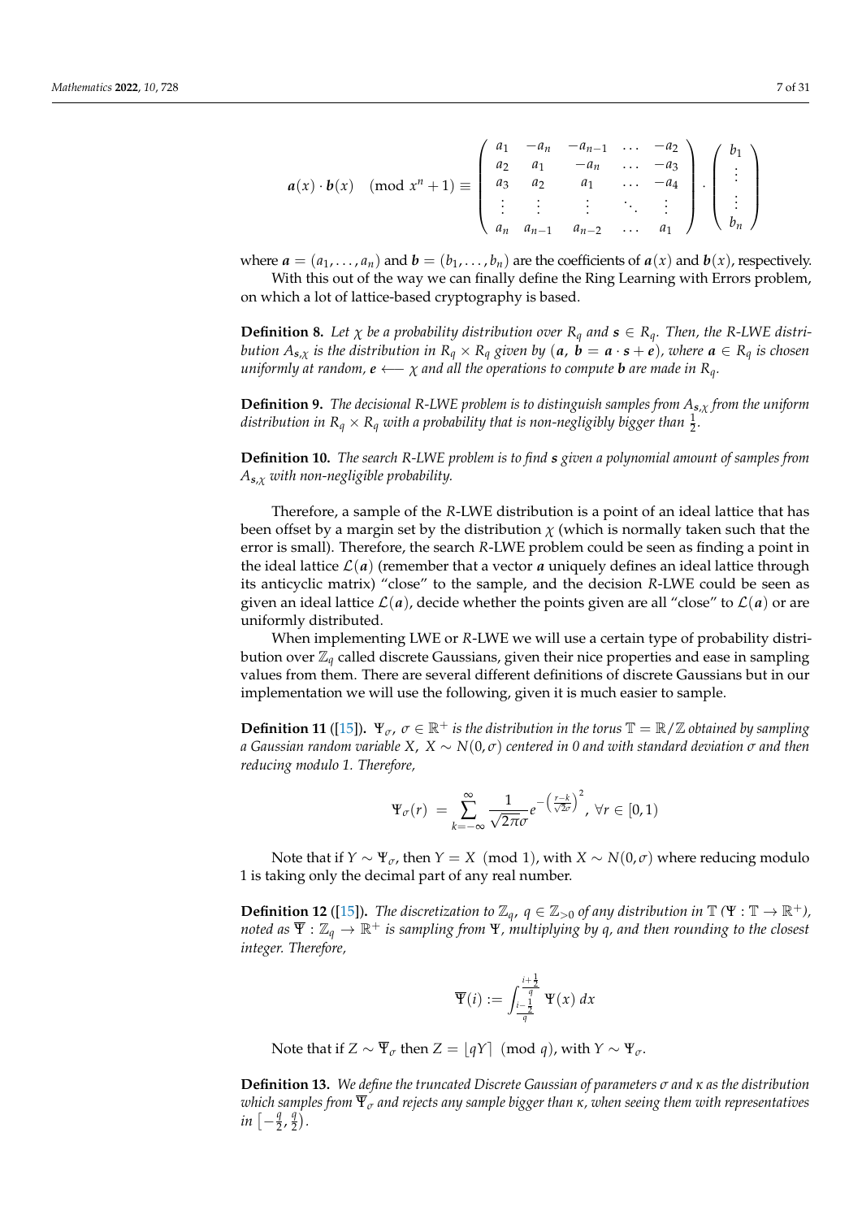$$
\boldsymbol{a}(x) \cdot \boldsymbol{b}(x) \pmod{x^n+1} \equiv \begin{pmatrix} a_1 & -a_n & -a_{n-1} & \dots & -a_2 \\ a_2 & a_1 & -a_n & \dots & -a_3 \\ a_3 & a_2 & a_1 & \dots & -a_4 \\ \vdots & \vdots & \vdots & \ddots & \vdots \\ a_n & a_{n-1} & a_{n-2} & \dots & a_1 \end{pmatrix} \cdot \begin{pmatrix} b_1 \\ \vdots \\ \vdots \\ b_n \end{pmatrix}
$$

where $\boldsymbol{a} = (a_1, \dots, a_n)$ and $\boldsymbol{b} = (b_1, \dots, b_n)$ are the coefficients of $\boldsymbol{a}(x)$ and $\boldsymbol{b}(x)$, respectively.

With this out of the way we can finally define the Ring Learning with Errors problem, on which a lot of lattice-based cryptography is based.

**Definition 8.** *Let $\chi$ be a probability distribution over $R_q$ and $\boldsymbol{s} \in R_q$. Then, the R-LWE distribution $A_{\boldsymbol{s},\chi}$ is the distribution in $R_q \times R_q$ given by $(\boldsymbol{a},\ \boldsymbol{b} = \boldsymbol{a} \cdot \boldsymbol{s} + \boldsymbol{e})$, where $\boldsymbol{a} \in R_q$ is chosen uniformly at random, $\boldsymbol{e} \longleftarrow \chi$ and all the operations to compute $\boldsymbol{b}$ are made in $R_q$.*

**Definition 9.** *The decisional R-LWE problem is to distinguish samples from $A_{\boldsymbol{s},\chi}$ from the uniform distribution in $R_q \times R_q$ with a probability that is non-negligibly bigger than $\frac{1}{2}$.*

**Definition 10.** *The search R-LWE problem is to find $\boldsymbol{s}$ given a polynomial amount of samples from $A_{\boldsymbol{s},\chi}$ with non-negligible probability.*

Therefore, a sample of the *R*-LWE distribution is a point of an ideal lattice that has been offset by a margin set by the distribution $\chi$ (which is normally taken such that the error is small). Therefore, the search *R*-LWE problem could be seen as finding a point in the ideal lattice $\mathcal{L}(\boldsymbol{a})$ (remember that a vector $\boldsymbol{a}$ uniquely defines an ideal lattice through its anticyclic matrix) "close" to the sample, and the decision *R*-LWE could be seen as given an ideal lattice $\mathcal{L}(\boldsymbol{a})$, decide whether the points given are all "close" to $\mathcal{L}(\boldsymbol{a})$ or are uniformly distributed.

When implementing LWE or *R*-LWE we will use a certain type of probability distribution over $\mathbb{Z}_q$ called discrete Gaussians, given their nice properties and ease in sampling values from them. There are several different definitions of discrete Gaussians but in our implementation we will use the following, given it is much easier to sample.

**Definition 11** ([15])**.** *$\Psi_\sigma$, $\sigma \in \mathbb{R}^+$ is the distribution in the torus $\mathbb{T} = \mathbb{R}/\mathbb{Z}$ obtained by sampling a Gaussian random variable $X$, $X \sim N(0, \sigma)$ centered in 0 and with standard deviation $\sigma$ and then reducing modulo 1. Therefore,*

$$
\Psi_\sigma(r) \ = \sum_{k=-\infty}^{\infty} \frac{1}{\sqrt{2\pi}\sigma} e^{-\left(\frac{r-k}{\sqrt{2}\sigma}\right)^2},\ \forall r \in [0,1)
$$

Note that if $Y \sim \Psi_\sigma$, then $Y = X \pmod 1$, with $X \sim N(0, \sigma)$ where reducing modulo 1 is taking only the decimal part of any real number.

**Definition 12** ([15])**.** *The discretization to $\mathbb{Z}_q$, $q \in \mathbb{Z}_{>0}$ of any distribution in $\mathbb{T}$ ($\Psi : \mathbb{T} \to \mathbb{R}^+$), noted as $\overline{\Psi} : \mathbb{Z}_q \to \mathbb{R}^+$ is sampling from $\Psi$, multiplying by $q$, and then rounding to the closest integer. Therefore,*

$$
\overline{\Psi}(i) := \int_{\frac{i-\frac{1}{2}}{q}}^{\frac{i+\frac{1}{2}}{q}} \Psi(x)\, dx
$$

Note that if $Z \sim \overline{\Psi}_\sigma$ then $Z = \lfloor qY \rceil \pmod q$, with $Y \sim \Psi_\sigma$.

**Definition 13.** *We define the truncated Discrete Gaussian of parameters $\sigma$ and $\kappa$ as the distribution which samples from $\overline{\Psi}_\sigma$ and rejects any sample bigger than $\kappa$, when seeing them with representatives in $\left[-\frac{q}{2}, \frac{q}{2}\right)$.*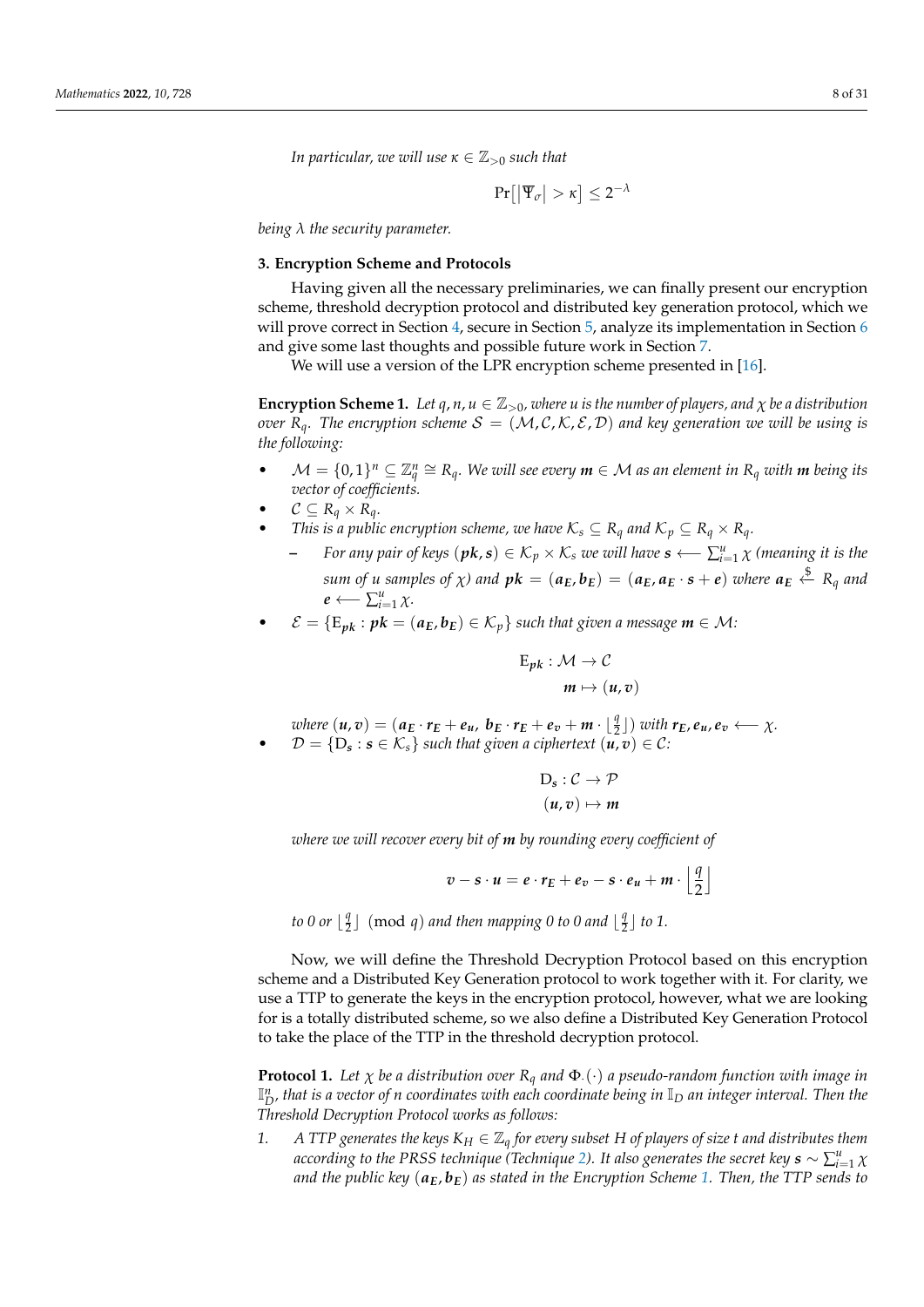*In particular, we will use $\kappa \in \mathbb{Z}_{>0}$ such that*

$$\Pr\left[\left|\Psi_{\sigma}\right| > \kappa\right] \leq 2^{-\lambda}$$

*being $\lambda$ the security parameter.*

## 3. Encryption Scheme and Protocols

Having given all the necessary preliminaries, we can finally present our encryption scheme, threshold decryption protocol and distributed key generation protocol, which we will prove correct in Section 4, secure in Section 5, analyze its implementation in Section 6 and give some last thoughts and possible future work in Section 7.

We will use a version of the LPR encryption scheme presented in [16].

**Encryption Scheme 1.** *Let $q, n, u \in \mathbb{Z}_{>0}$, where $u$ is the number of players, and $\chi$ be a distribution over $R_q$. The encryption scheme $\mathcal{S} = (\mathcal{M}, \mathcal{C}, \mathcal{K}, \mathcal{E}, \mathcal{D})$ and key generation we will be using is the following:*

- *$\mathcal{M} = \{0,1\}^n \subseteq \mathbb{Z}_q^n \cong R_q$. We will see every $\boldsymbol{m} \in \mathcal{M}$ as an element in $R_q$ with $\boldsymbol{m}$ being its vector of coefficients.*
- *$\mathcal{C} \subseteq R_q \times R_q$.*
- *This is a public encryption scheme, we have $\mathcal{K}_s \subseteq R_q$ and $\mathcal{K}_p \subseteq R_q \times R_q$.*
  - *For any pair of keys $(\boldsymbol{pk}, \boldsymbol{s}) \in \mathcal{K}_p \times \mathcal{K}_s$ we will have $\boldsymbol{s} \longleftarrow \sum_{i=1}^{u} \chi$ (meaning it is the sum of $u$ samples of $\chi$) and $\boldsymbol{pk} = (\boldsymbol{a_E}, \boldsymbol{b_E}) = (\boldsymbol{a_E}, \boldsymbol{a_E} \cdot \boldsymbol{s} + \boldsymbol{e})$ where $\boldsymbol{a_E} \overset{\$}{\longleftarrow} R_q$ and $\boldsymbol{e} \longleftarrow \sum_{i=1}^{u} \chi$.*
- *$\mathcal{E} = \{\mathrm{E}_{\boldsymbol{pk}} : \boldsymbol{pk} = (\boldsymbol{a_E}, \boldsymbol{b_E}) \in \mathcal{K}_p\}$ such that given a message $\boldsymbol{m} \in \mathcal{M}$:*

$$\begin{aligned} \mathrm{E}_{\boldsymbol{pk}} : \mathcal{M} &\to \mathcal{C} \\ \boldsymbol{m} &\mapsto (\boldsymbol{u}, \boldsymbol{v}) \end{aligned}$$

  *where $(\boldsymbol{u}, \boldsymbol{v}) = (\boldsymbol{a_E} \cdot \boldsymbol{r_E} + \boldsymbol{e_u},\ \boldsymbol{b_E} \cdot \boldsymbol{r_E} + \boldsymbol{e_v} + \boldsymbol{m} \cdot \lfloor \frac{q}{2} \rfloor)$ with $\boldsymbol{r_E}, \boldsymbol{e_u}, \boldsymbol{e_v} \longleftarrow \chi$.*
- *$\mathcal{D} = \{\mathrm{D}_{\boldsymbol{s}} : \boldsymbol{s} \in \mathcal{K}_s\}$ such that given a ciphertext $(\boldsymbol{u}, \boldsymbol{v}) \in \mathcal{C}$:*

$$\begin{aligned} \mathrm{D}_{\boldsymbol{s}} : \mathcal{C} &\to \mathcal{P} \\ (\boldsymbol{u}, \boldsymbol{v}) &\mapsto \boldsymbol{m} \end{aligned}$$

  *where we will recover every bit of $\boldsymbol{m}$ by rounding every coefficient of*

$$\boldsymbol{v} - \boldsymbol{s} \cdot \boldsymbol{u} = \boldsymbol{e} \cdot \boldsymbol{r_E} + \boldsymbol{e_v} - \boldsymbol{s} \cdot \boldsymbol{e_u} + \boldsymbol{m} \cdot \left\lfloor \frac{q}{2} \right\rfloor$$

  *to 0 or $\lfloor \frac{q}{2} \rfloor \pmod q$ and then mapping 0 to 0 and $\lfloor \frac{q}{2} \rfloor$ to 1.*

Now, we will define the Threshold Decryption Protocol based on this encryption scheme and a Distributed Key Generation protocol to work together with it. For clarity, we use a TTP to generate the keys in the encryption protocol, however, what we are looking for is a totally distributed scheme, so we also define a Distributed Key Generation Protocol to take the place of the TTP in the threshold decryption protocol.

**Protocol 1.** *Let $\chi$ be a distribution over $R_q$ and $\Phi_{\cdot}(\cdot)$ a pseudo-random function with image in $\mathbb{I}_D^n$, that is a vector of $n$ coordinates with each coordinate being in $\mathbb{I}_D$ an integer interval. Then the Threshold Decryption Protocol works as follows:*

1. *A TTP generates the keys $K_H \in \mathbb{Z}_q$ for every subset $H$ of players of size $t$ and distributes them according to the PRSS technique (Technique 2). It also generates the secret key $\boldsymbol{s} \sim \sum_{i=1}^{u} \chi$ and the public key $(\boldsymbol{a_E}, \boldsymbol{b_E})$ as stated in the Encryption Scheme 1. Then, the TTP sends to*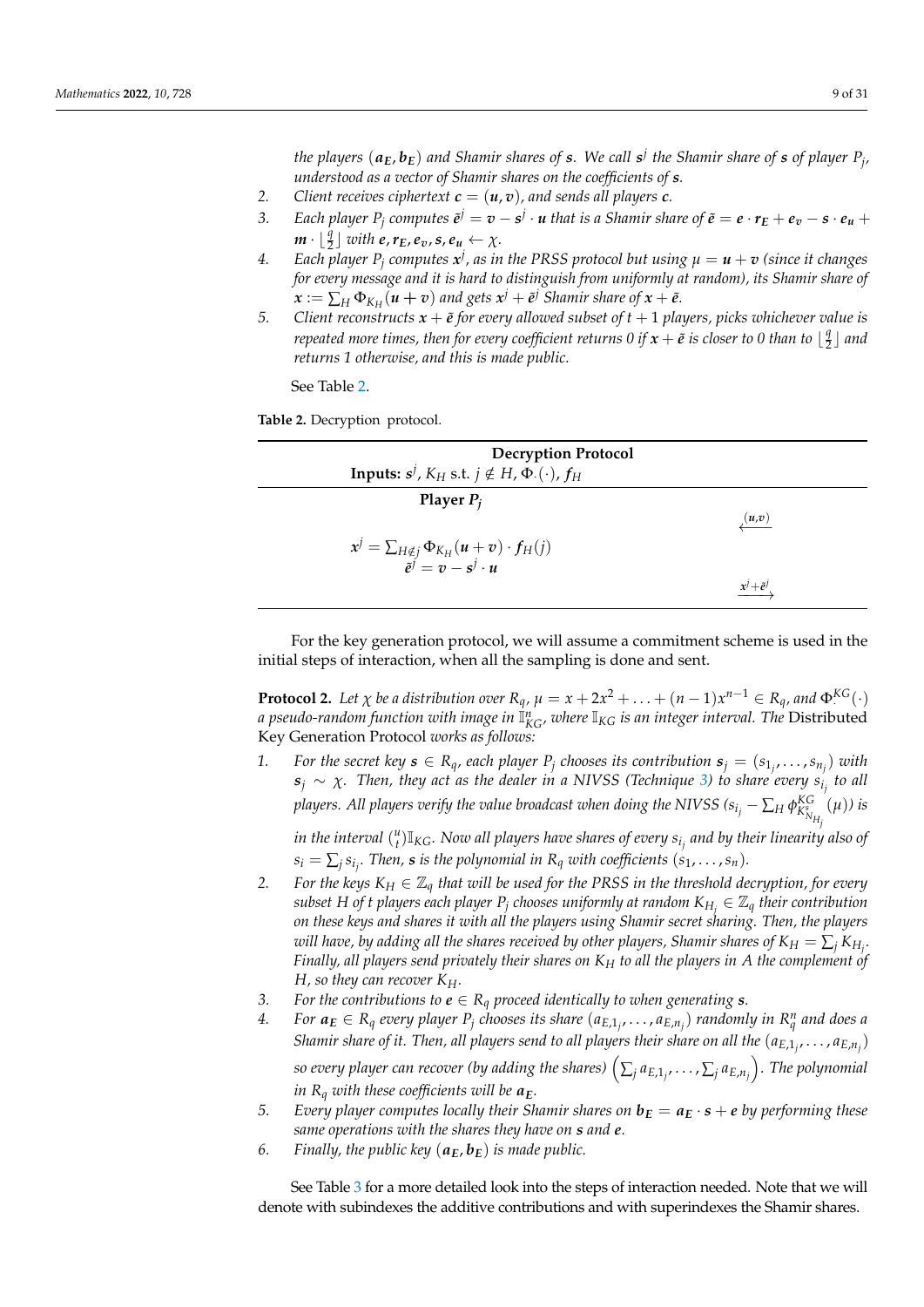*the players $(\boldsymbol{a_E}, \boldsymbol{b_E})$ and Shamir shares of $\boldsymbol{s}$. We call $\boldsymbol{s}^j$ the Shamir share of $\boldsymbol{s}$ of player $P_j$, understood as a vector of Shamir shares on the coefficients of $\boldsymbol{s}$.*

2. *Client receives ciphertext $\boldsymbol{c} = (\boldsymbol{u}, \boldsymbol{v})$, and sends all players $\boldsymbol{c}$.*
3. *Each player $P_j$ computes $\tilde{\boldsymbol{e}}^j = \boldsymbol{v} - \boldsymbol{s}^j \cdot \boldsymbol{u}$ that is a Shamir share of $\tilde{\boldsymbol{e}} = \boldsymbol{e} \cdot \boldsymbol{r_E} + \boldsymbol{e_v} - \boldsymbol{s} \cdot \boldsymbol{e_u} + \boldsymbol{m} \cdot \lfloor \frac{q}{2} \rfloor$ with $\boldsymbol{e}, \boldsymbol{r_E}, \boldsymbol{e_v}, \boldsymbol{s}, \boldsymbol{e_u} \leftarrow \chi$.*
4. *Each player $P_j$ computes $\boldsymbol{x}^j$, as in the PRSS protocol but using $\mu = \boldsymbol{u} + \boldsymbol{v}$ (since it changes for every message and it is hard to distinguish from uniformly at random), its Shamir share of $\boldsymbol{x} := \sum_H \Phi_{K_H}(\boldsymbol{u} + \boldsymbol{v})$ and gets $\boldsymbol{x}^j + \tilde{\boldsymbol{e}}^j$ Shamir share of $\boldsymbol{x} + \tilde{\boldsymbol{e}}$.*
5. *Client reconstructs $\boldsymbol{x} + \tilde{\boldsymbol{e}}$ for every allowed subset of $t+1$ players, picks whichever value is repeated more times, then for every coefficient returns 0 if $\boldsymbol{x} + \tilde{\boldsymbol{e}}$ is closer to 0 than to $\lfloor \frac{q}{2} \rfloor$ and returns 1 otherwise, and this is made public.*

See Table 2.

**Table 2.** Decryption protocol.

| Decryption Protocol | |
|---|---|
| **Inputs:** $s^j$, $K_H$ s.t. $j \notin H$, $\Phi_\cdot(\cdot)$, $f_H$ | |
| **Player $P_j$** | |
| | $\xleftarrow{(\boldsymbol{u},\boldsymbol{v})}$ |
| $\boldsymbol{x}^j = \sum_{H \not\ni j} \Phi_{K_H}(\boldsymbol{u} + \boldsymbol{v}) \cdot \boldsymbol{f}_H(j)$ | |
| $\tilde{\boldsymbol{e}}^j = \boldsymbol{v} - \boldsymbol{s}^j \cdot \boldsymbol{u}$ | |
| | $\xrightarrow{\boldsymbol{x}^j + \tilde{\boldsymbol{e}}^j}$ |

For the key generation protocol, we will assume a commitment scheme is used in the initial steps of interaction, when all the sampling is done and sent.

**Protocol 2.** *Let $\chi$ be a distribution over $R_q$, $\mu = x + 2x^2 + \ldots + (n-1)x^{n-1} \in R_q$, and $\Phi^{KG}_\cdot(\cdot)$ a pseudo-random function with image in $\mathbb{I}^n_{KG}$, where $\mathbb{I}_{KG}$ is an integer interval. The* Distributed Key Generation Protocol *works as follows:*

1. *For the secret key $\boldsymbol{s} \in R_q$, each player $P_j$ chooses its contribution $\boldsymbol{s}_j = (s_{1_j}, \ldots, s_{n_j})$ with $\boldsymbol{s}_j \sim \chi$. Then, they act as the dealer in a NIVSS (Technique 3) to share every $s_{i_j}$ to all players. All players verify the value broadcast when doing the NIVSS $(s_{i_j} - \sum_H \phi^{KG}_{K^s_{N_{H_j}}}(\mu))$ is in the interval $\binom{u}{t}\mathbb{I}_{KG}$. Now all players have shares of every $s_{i_j}$ and by their linearity also of $s_i = \sum_j s_{i_j}$. Then, $\boldsymbol{s}$ is the polynomial in $R_q$ with coefficients $(s_1, \ldots, s_n)$.*
2. *For the keys $K_H \in \mathbb{Z}_q$ that will be used for the PRSS in the threshold decryption, for every subset $H$ of $t$ players each player $P_j$ chooses uniformly at random $K_{H_j} \in \mathbb{Z}_q$ their contribution on these keys and shares it with all the players using Shamir secret sharing. Then, the players will have, by adding all the shares received by other players, Shamir shares of $K_H = \sum_j K_{H_j}$. Finally, all players send privately their shares on $K_H$ to all the players in $A$ the complement of $H$, so they can recover $K_H$.*
3. *For the contributions to $\boldsymbol{e} \in R_q$ proceed identically to when generating $\boldsymbol{s}$.*
4. *For $\boldsymbol{a_E} \in R_q$ every player $P_j$ chooses its share $(a_{E,1_j}, \ldots, a_{E,n_j})$ randomly in $R^n_q$ and does a Shamir share of it. Then, all players send to all players their share on all the $(a_{E,1_j}, \ldots, a_{E,n_j})$ so every player can recover (by adding the shares) $\left(\sum_j a_{E,1_j}, \ldots, \sum_j a_{E,n_j}\right)$. The polynomial in $R_q$ with these coefficients will be $\boldsymbol{a_E}$.*
5. *Every player computes locally their Shamir shares on $\boldsymbol{b_E} = \boldsymbol{a_E} \cdot \boldsymbol{s} + \boldsymbol{e}$ by performing these same operations with the shares they have on $\boldsymbol{s}$ and $\boldsymbol{e}$.*
6. *Finally, the public key $(\boldsymbol{a_E}, \boldsymbol{b_E})$ is made public.*

See Table 3 for a more detailed look into the steps of interaction needed. Note that we will denote with subindexes the additive contributions and with superindexes the Shamir shares.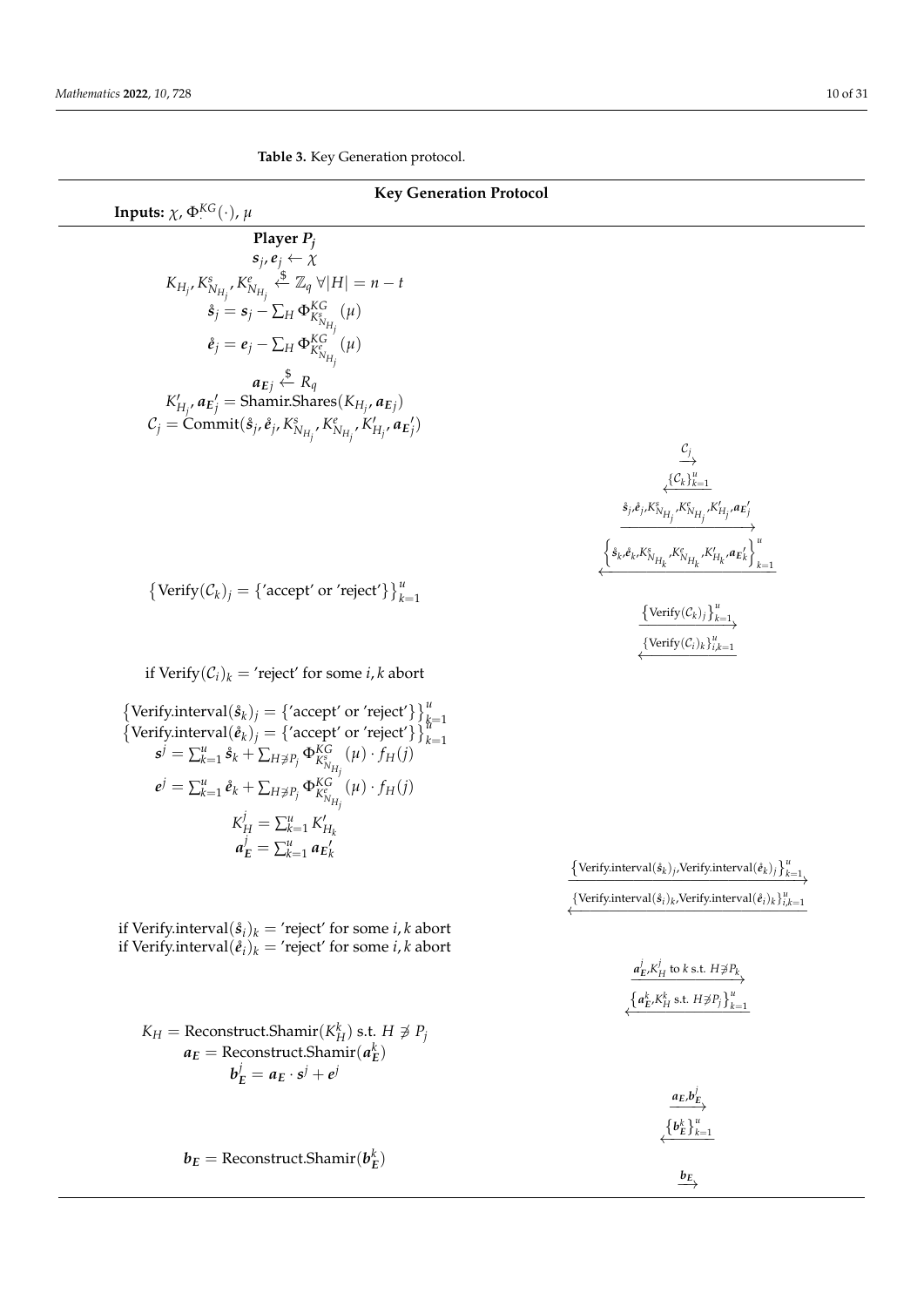**Table 3.** Key Generation protocol.

| **Key Generation Protocol** | |
|---|---|
| **Inputs:** $\chi$, $\Phi^{KG}_{\cdot}(\cdot)$, $\mu$ | |
| **Player $P_j$** | |
| $\boldsymbol{s}_j, \boldsymbol{e}_j \leftarrow \chi$ | |
| $K_{H_j}, K^s_{N_{H_j}}, K^e_{N_{H_j}} \xleftarrow{\$} \mathbb{Z}_q \ \forall \lvert H \rvert = n - t$ | |
| $\mathring{\boldsymbol{s}}_j = \boldsymbol{s}_j - \sum_H \Phi^{KG}_{K^s_{N_{H_j}}}(\mu)$ | |
| $\mathring{\boldsymbol{e}}_j = \boldsymbol{e}_j - \sum_H \Phi^{KG}_{K^e_{N_{H_j}}}(\mu)$ | |
| $\boldsymbol{a_E}_j \xleftarrow{\$} R_q$ | |
| $K'_{H_j}, \boldsymbol{a_E}'_j = \text{Shamir.Shares}(K_{H_j}, \boldsymbol{a_E}_j)$ | |
| $\mathcal{C}_j = \text{Commit}(\mathring{\boldsymbol{s}}_j, \mathring{\boldsymbol{e}}_j, K^s_{N_{H_j}}, K^e_{N_{H_j}}, K'_{H_j}, \boldsymbol{a_E}'_j)$ | |
| | $\xrightarrow{\mathcal{C}_j}$ |
| | $\xleftarrow{\{\mathcal{C}_k\}_{k=1}^u}$ |
| | $\xrightarrow{\mathring{\boldsymbol{s}}_j, \mathring{\boldsymbol{e}}_j, K^s_{N_{H_j}}, K^e_{N_{H_j}}, K'_{H_j}, \boldsymbol{a_E}'_j}$ |
| | $\xleftarrow{\left\{\mathring{\boldsymbol{s}}_k, \mathring{\boldsymbol{e}}_k, K^s_{N_{H_k}}, K^e_{N_{H_k}}, K'_{H_k}, \boldsymbol{a_E}'_k\right\}_{k=1}^u}$ |
| $\left\{\text{Verify}(\mathcal{C}_k)_j = \{\text{'accept' or 'reject'}\}\right\}_{k=1}^u$ | |
| | $\xrightarrow{\left\{\text{Verify}(\mathcal{C}_k)_j\right\}_{k=1}^u}$ |
| | $\xleftarrow{\{\text{Verify}(\mathcal{C}_i)_k\}_{i,k=1}^u}$ |
| if $\text{Verify}(\mathcal{C}_i)_k =$ 'reject' for some $i, k$ abort | |
| $\left\{\text{Verify.interval}(\mathring{\boldsymbol{s}}_k)_j = \{\text{'accept' or 'reject'}\}\right\}_{k=1}^u$ | |
| $\left\{\text{Verify.interval}(\mathring{\boldsymbol{e}}_k)_j = \{\text{'accept' or 'reject'}\}\right\}_{k=1}^u$ | |
| $\boldsymbol{s}^j = \sum_{k=1}^u \mathring{\boldsymbol{s}}_k + \sum_{H \not\ni P_j} \Phi^{KG}_{K^s_{N_{H_j}}}(\mu) \cdot f_H(j)$ | |
| $\boldsymbol{e}^j = \sum_{k=1}^u \mathring{\boldsymbol{e}}_k + \sum_{H \not\ni P_j} \Phi^{KG}_{K^e_{N_{H_j}}}(\mu) \cdot f_H(j)$ | |
| $K^j_H = \sum_{k=1}^u K'_{H_k}$ | |
| $\boldsymbol{a}^j_{\boldsymbol{E}} = \sum_{k=1}^u \boldsymbol{a_E}'_k$ | |
| | $\xrightarrow{\left\{\text{Verify.interval}(\mathring{\boldsymbol{s}}_k)_j, \text{Verify.interval}(\mathring{\boldsymbol{e}}_k)_j\right\}_{k=1}^u}$ |
| | $\xleftarrow{\{\text{Verify.interval}(\mathring{\boldsymbol{s}}_i)_k, \text{Verify.interval}(\mathring{\boldsymbol{e}}_i)_k\}_{i,k=1}^u}$ |
| if $\text{Verify.interval}(\mathring{\boldsymbol{s}}_i)_k =$ 'reject' for some $i, k$ abort | |
| if $\text{Verify.interval}(\mathring{\boldsymbol{e}}_i)_k =$ 'reject' for some $i, k$ abort | |
| | $\xrightarrow{\boldsymbol{a}^j_{\boldsymbol{E}}, K^j_H \text{ to } k \text{ s.t. } H \not\ni P_k}$ |
| | $\xleftarrow{\left\{\boldsymbol{a}^k_{\boldsymbol{E}}, K^k_H \text{ s.t. } H \not\ni P_j\right\}_{k=1}^u}$ |
| $K_H = \text{Reconstruct.Shamir}(K^k_H)$ s.t. $H \not\ni P_j$ | |
| $\boldsymbol{a_E} = \text{Reconstruct.Shamir}(\boldsymbol{a}^k_{\boldsymbol{E}})$ | |
| $\boldsymbol{b}^j_{\boldsymbol{E}} = \boldsymbol{a_E} \cdot \boldsymbol{s}^j + \boldsymbol{e}^j$ | |
| | $\xrightarrow{\boldsymbol{a_E}, \boldsymbol{b}^j_{\boldsymbol{E}}}$ |
| | $\xleftarrow{\left\{\boldsymbol{b}^k_{\boldsymbol{E}}\right\}_{k=1}^u}$ |
| $\boldsymbol{b_E} = \text{Reconstruct.Shamir}(\boldsymbol{b}^k_{\boldsymbol{E}})$ | |
| | $\xrightarrow{\boldsymbol{b_E}}$ |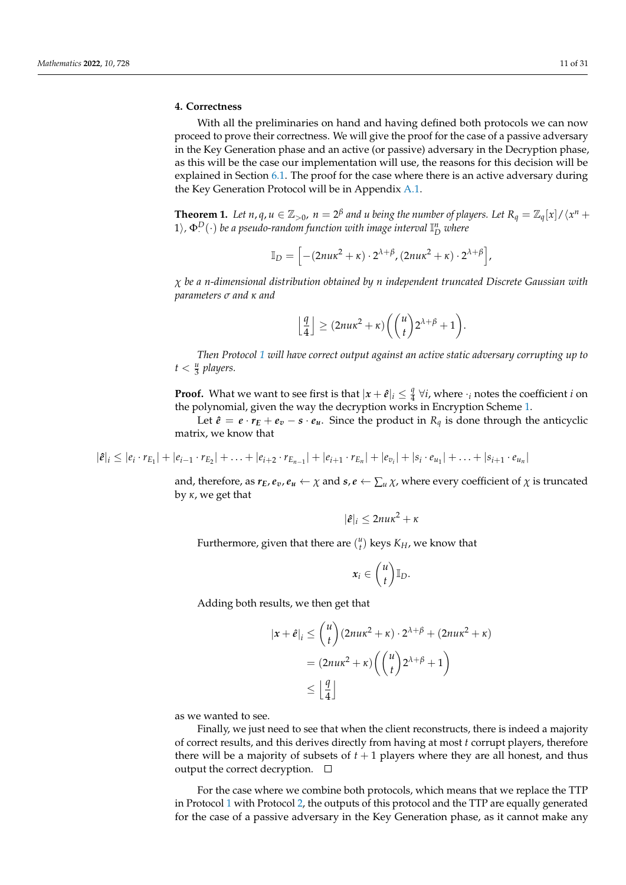## 4. Correctness

With all the preliminaries on hand and having defined both protocols we can now proceed to prove their correctness. We will give the proof for the case of a passive adversary in the Key Generation phase and an active (or passive) adversary in the Decryption phase, as this will be the case our implementation will use, the reasons for this decision will be explained in Section 6.1. The proof for the case where there is an active adversary during the Key Generation Protocol will be in Appendix A.1.

**Theorem 1.** *Let $n, q, u \in \mathbb{Z}_{>0}$, $n = 2^{\beta}$ and $u$ being the number of players. Let $R_q = \mathbb{Z}_q[x]/\langle x^n + 1\rangle$, $\Phi^{D}_{\cdot}(\cdot)$ be a pseudo-random function with image interval $\mathbb{I}_D^n$ where*

$$\mathbb{I}_D = \left[-(2nu\kappa^2 + \kappa)\cdot 2^{\lambda+\beta}, (2nu\kappa^2 + \kappa)\cdot 2^{\lambda+\beta}\right],$$

*$\chi$ be a $n$-dimensional distribution obtained by $n$ independent truncated Discrete Gaussian with parameters $\sigma$ and $\kappa$ and*

$$\left\lfloor \frac{q}{4} \right\rfloor \geq (2nu\kappa^2 + \kappa)\left(\binom{u}{t} 2^{\lambda+\beta} + 1\right).$$

*Then Protocol 1 will have correct output against an active static adversary corrupting up to $t < \frac{u}{3}$ players.*

**Proof.** What we want to see first is that $|\boldsymbol{x} + \hat{\boldsymbol{e}}|_i \leq \frac{q}{4}\ \forall i$, where $\cdot_i$ notes the coefficient $i$ on the polynomial, given the way the decryption works in Encryption Scheme 1.

Let $\hat{\boldsymbol{e}} = \boldsymbol{e}\cdot \boldsymbol{r_E} + \boldsymbol{e_v} - \boldsymbol{s}\cdot \boldsymbol{e_u}$. Since the product in $R_q$ is done through the anticyclic matrix, we know that

$$|\hat{\boldsymbol{e}}|_i \leq |e_i \cdot r_{E_1}| + |e_{i-1}\cdot r_{E_2}| + \ldots + |e_{i+2}\cdot r_{E_{n-1}}| + |e_{i+1}\cdot r_{E_n}| + |e_{v_i}| + |s_i \cdot e_{u_1}| + \ldots + |s_{i+1}\cdot e_{u_n}|$$

and, therefore, as $\boldsymbol{r_E}, \boldsymbol{e_v}, \boldsymbol{e_u} \leftarrow \chi$ and $\boldsymbol{s}, \boldsymbol{e} \leftarrow \sum_u \chi$, where every coefficient of $\chi$ is truncated by $\kappa$, we get that

$$|\hat{\boldsymbol{e}}|_i \leq 2nu\kappa^2 + \kappa$$

Furthermore, given that there are $\binom{u}{t}$ keys $K_H$, we know that

$$\boldsymbol{x}_i \in \binom{u}{t}\mathbb{I}_D.$$

Adding both results, we then get that

$$\begin{aligned}
|\boldsymbol{x} + \hat{\boldsymbol{e}}|_i &\leq \binom{u}{t}(2nu\kappa^2 + \kappa)\cdot 2^{\lambda+\beta} + (2nu\kappa^2 + \kappa) \\
&= (2nu\kappa^2 + \kappa)\left(\binom{u}{t}2^{\lambda+\beta} + 1\right) \\
&\leq \left\lfloor \frac{q}{4} \right\rfloor
\end{aligned}$$

as we wanted to see.

Finally, we just need to see that when the client reconstructs, there is indeed a majority of correct results, and this derives directly from having at most $t$ corrupt players, therefore there will be a majority of subsets of $t+1$ players where they are all honest, and thus output the correct decryption. □

For the case where we combine both protocols, which means that we replace the TTP in Protocol 1 with Protocol 2, the outputs of this protocol and the TTP are equally generated for the case of a passive adversary in the Key Generation phase, as it cannot make any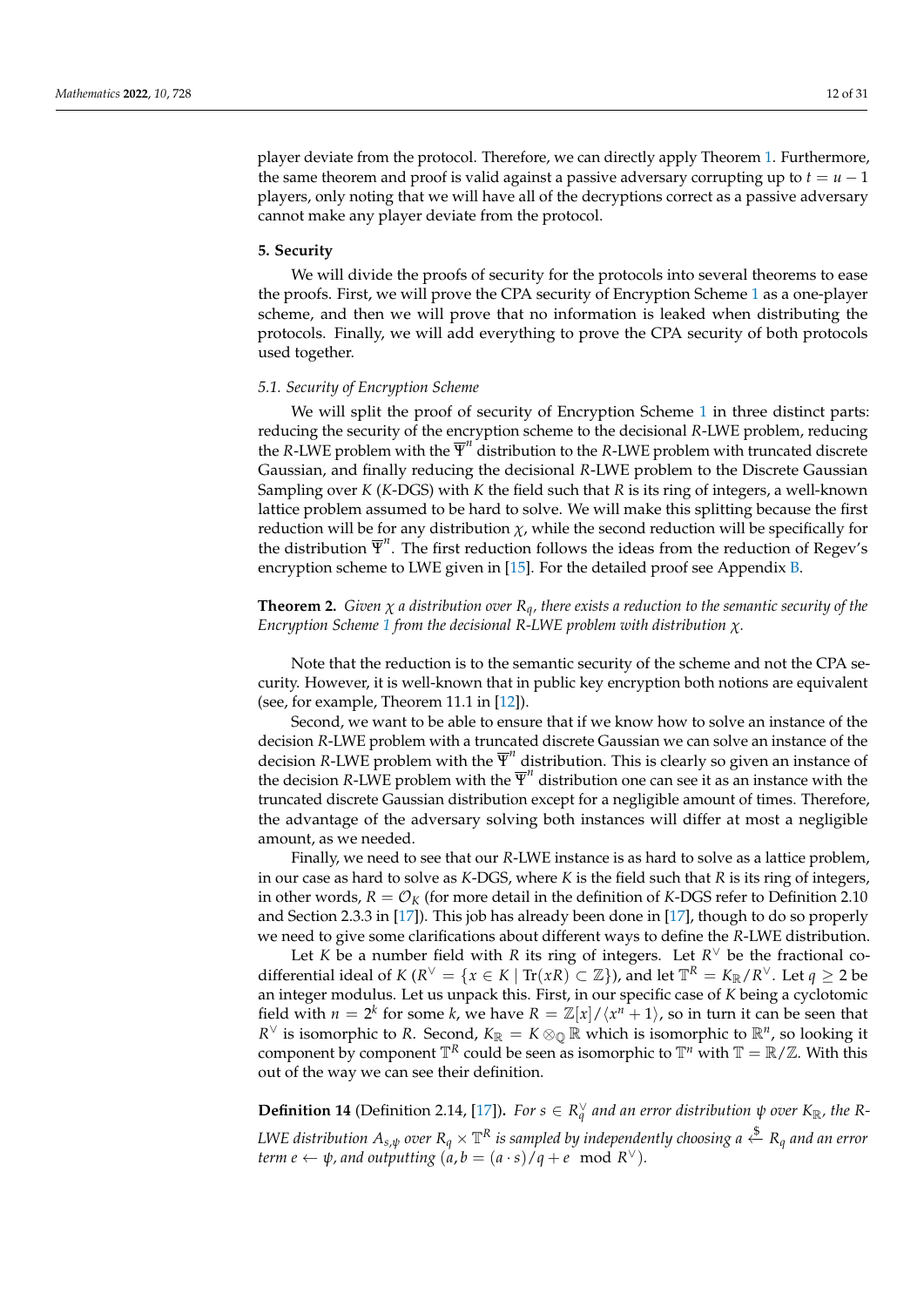player deviate from the protocol. Therefore, we can directly apply Theorem 1. Furthermore, the same theorem and proof is valid against a passive adversary corrupting up to $t = u - 1$ players, only noting that we will have all of the decryptions correct as a passive adversary cannot make any player deviate from the protocol.

## 5. Security

We will divide the proofs of security for the protocols into several theorems to ease the proofs. First, we will prove the CPA security of Encryption Scheme 1 as a one-player scheme, and then we will prove that no information is leaked when distributing the protocols. Finally, we will add everything to prove the CPA security of both protocols used together.

### 5.1. Security of Encryption Scheme

We will split the proof of security of Encryption Scheme 1 in three distinct parts: reducing the security of the encryption scheme to the decisional $R$-LWE problem, reducing the $R$-LWE problem with the $\overline{\Psi}^n$ distribution to the $R$-LWE problem with truncated discrete Gaussian, and finally reducing the decisional $R$-LWE problem to the Discrete Gaussian Sampling over $K$ ($K$-DGS) with $K$ the field such that $R$ is its ring of integers, a well-known lattice problem assumed to be hard to solve. We will make this splitting because the first reduction will be for any distribution $\chi$, while the second reduction will be specifically for the distribution $\overline{\Psi}^n$. The first reduction follows the ideas from the reduction of Regev's encryption scheme to LWE given in [15]. For the detailed proof see Appendix B.

**Theorem 2.** *Given $\chi$ a distribution over $R_q$, there exists a reduction to the semantic security of the Encryption Scheme 1 from the decisional $R$-LWE problem with distribution $\chi$.*

Note that the reduction is to the semantic security of the scheme and not the CPA security. However, it is well-known that in public key encryption both notions are equivalent (see, for example, Theorem 11.1 in [12]).

Second, we want to be able to ensure that if we know how to solve an instance of the decision $R$-LWE problem with a truncated discrete Gaussian we can solve an instance of the decision $R$-LWE problem with the $\overline{\Psi}^n$ distribution. This is clearly so given an instance of the decision $R$-LWE problem with the $\overline{\Psi}^n$ distribution one can see it as an instance with the truncated discrete Gaussian distribution except for a negligible amount of times. Therefore, the advantage of the adversary solving both instances will differ at most a negligible amount, as we needed.

Finally, we need to see that our $R$-LWE instance is as hard to solve as a lattice problem, in our case as hard to solve as $K$-DGS, where $K$ is the field such that $R$ is its ring of integers, in other words, $R = \mathcal{O}_K$ (for more detail in the definition of $K$-DGS refer to Definition 2.10 and Section 2.3.3 in [17]). This job has already been done in [17], though to do so properly we need to give some clarifications about different ways to define the $R$-LWE distribution.

Let $K$ be a number field with $R$ its ring of integers. Let $R^\vee$ be the fractional co-differential ideal of $K$ ($R^\vee = \{x \in K \mid \mathrm{Tr}(xR) \subset \mathbb{Z}\}$), and let $\mathbb{T}^R = K_\mathbb{R}/R^\vee$. Let $q \geq 2$ be an integer modulus. Let us unpack this. First, in our specific case of $K$ being a cyclotomic field with $n = 2^k$ for some $k$, we have $R = \mathbb{Z}[x]/\langle x^n + 1\rangle$, so in turn it can be seen that $R^\vee$ is isomorphic to $R$. Second, $K_\mathbb{R} = K \otimes_\mathbb{Q} \mathbb{R}$ which is isomorphic to $\mathbb{R}^n$, so looking it component by component $\mathbb{T}^R$ could be seen as isomorphic to $\mathbb{T}^n$ with $\mathbb{T} = \mathbb{R}/\mathbb{Z}$. With this out of the way we can see their definition.

**Definition 14** (Definition 2.14, [17])**.** *For $s \in R_q^\vee$ and an error distribution $\psi$ over $K_\mathbb{R}$, the R-LWE distribution $A_{s,\psi}$ over $R_q \times \mathbb{T}^R$ is sampled by independently choosing $a \xleftarrow{\$} R_q$ and an error term $e \leftarrow \psi$, and outputting $(a, b = (a \cdot s)/q + e \mod R^\vee)$.*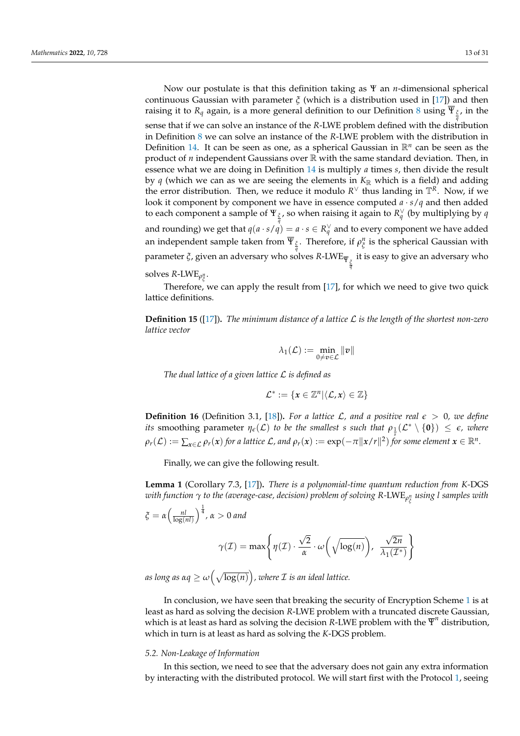Now our postulate is that this definition taking as $\Psi$ an $n$-dimensional spherical continuous Gaussian with parameter $\xi$ (which is a distribution used in [17]) and then raising it to $R_q$ again, is a more general definition to our Definition 8 using $\overline{\Psi}_{\frac{\xi}{q}}$, in the sense that if we can solve an instance of the $R$-LWE problem defined with the distribution in Definition 8 we can solve an instance of the $R$-LWE problem with the distribution in Definition 14. It can be seen as one, as a spherical Gaussian in $\mathbb{R}^n$ can be seen as the product of $n$ independent Gaussians over $\mathbb{R}$ with the same standard deviation. Then, in essence what we are doing in Definition 14 is multiply $a$ times $s$, then divide the result by $q$ (which we can as we are seeing the elements in $K_{\mathbb{R}}$ which is a field) and adding the error distribution. Then, we reduce it modulo $R^{\vee}$ thus landing in $\mathbb{T}^R$. Now, if we look it component by component we have in essence computed $a \cdot s/q$ and then added to each component a sample of $\Psi_{\frac{\xi}{q}}$, so when raising it again to $R_q^{\vee}$ (by multiplying by $q$ and rounding) we get that $q(a \cdot s/q) = a \cdot s \in R_q^{\vee}$ and to every component we have added an independent sample taken from $\overline{\Psi}_{\frac{\xi}{q}}$. Therefore, if $\rho_{\xi}^n$ is the spherical Gaussian with parameter $\xi$, given an adversary who solves $R$-LWE$_{\overline{\Psi}_{\frac{\xi}{q}}}$ it is easy to give an adversary who solves $R$-LWE$_{\rho_{\xi}^n}$.

Therefore, we can apply the result from [17], for which we need to give two quick lattice definitions.

**Definition 15** ([17])**.** *The minimum distance of a lattice $\mathcal{L}$ is the length of the shortest non-zero lattice vector*

$$\lambda_1(\mathcal{L}) := \min_{0 \neq \boldsymbol{v} \in \mathcal{L}} \|\boldsymbol{v}\|$$

*The dual lattice of a given lattice $\mathcal{L}$ is defined as*

$$\mathcal{L}^* := \{\boldsymbol{x} \in \mathbb{Z}^n | \langle \mathcal{L}, \boldsymbol{x} \rangle \in \mathbb{Z}\}$$

**Definition 16** (Definition 3.1, [18])**.** *For a lattice $\mathcal{L}$, and a positive real $\epsilon > 0$, we define its* smoothing parameter *$\eta_\epsilon(\mathcal{L})$ to be the smallest $s$ such that $\rho_{\frac{1}{s}}(\mathcal{L}^* \setminus \{\boldsymbol{0}\}) \leq \epsilon$, where $\rho_r(\mathcal{L}) := \sum_{\boldsymbol{x} \in \mathcal{L}} \rho_r(\boldsymbol{x})$ for a lattice $\mathcal{L}$, and $\rho_r(\boldsymbol{x}) := \exp(-\pi \|\boldsymbol{x}/r\|^2)$ for some element $\boldsymbol{x} \in \mathbb{R}^n$.*

Finally, we can give the following result.

**Lemma 1** (Corollary 7.3, [17])**.** *There is a polynomial-time quantum reduction from $K$-DGS with function $\gamma$ to the (average-case, decision) problem of solving $R$-LWE$_{\rho_{\xi}^n}$ using $l$ samples with $\xi = \alpha \left( \frac{nl}{\log(nl)} \right)^{\frac{1}{4}}$, $\alpha > 0$ and*

$$\gamma(\mathcal{I}) = \max\left\{ \eta(\mathcal{I}) \cdot \frac{\sqrt{2}}{\alpha} \cdot \omega\left(\sqrt{\log(n)}\right), \ \frac{\sqrt{2n}}{\lambda_1(\mathcal{I}^*)} \right\}$$

*as long as $\alpha q \geq \omega\left(\sqrt{\log(n)}\right)$, where $\mathcal{I}$ is an ideal lattice.*

In conclusion, we have seen that breaking the security of Encryption Scheme 1 is at least as hard as solving the decision $R$-LWE problem with a truncated discrete Gaussian, which is at least as hard as solving the decision $R$-LWE problem with the $\overline{\Psi}^n$ distribution, which in turn is at least as hard as solving the $K$-DGS problem.

### 5.2. Non-Leakage of Information

In this section, we need to see that the adversary does not gain any extra information by interacting with the distributed protocol. We will start first with the Protocol 1, seeing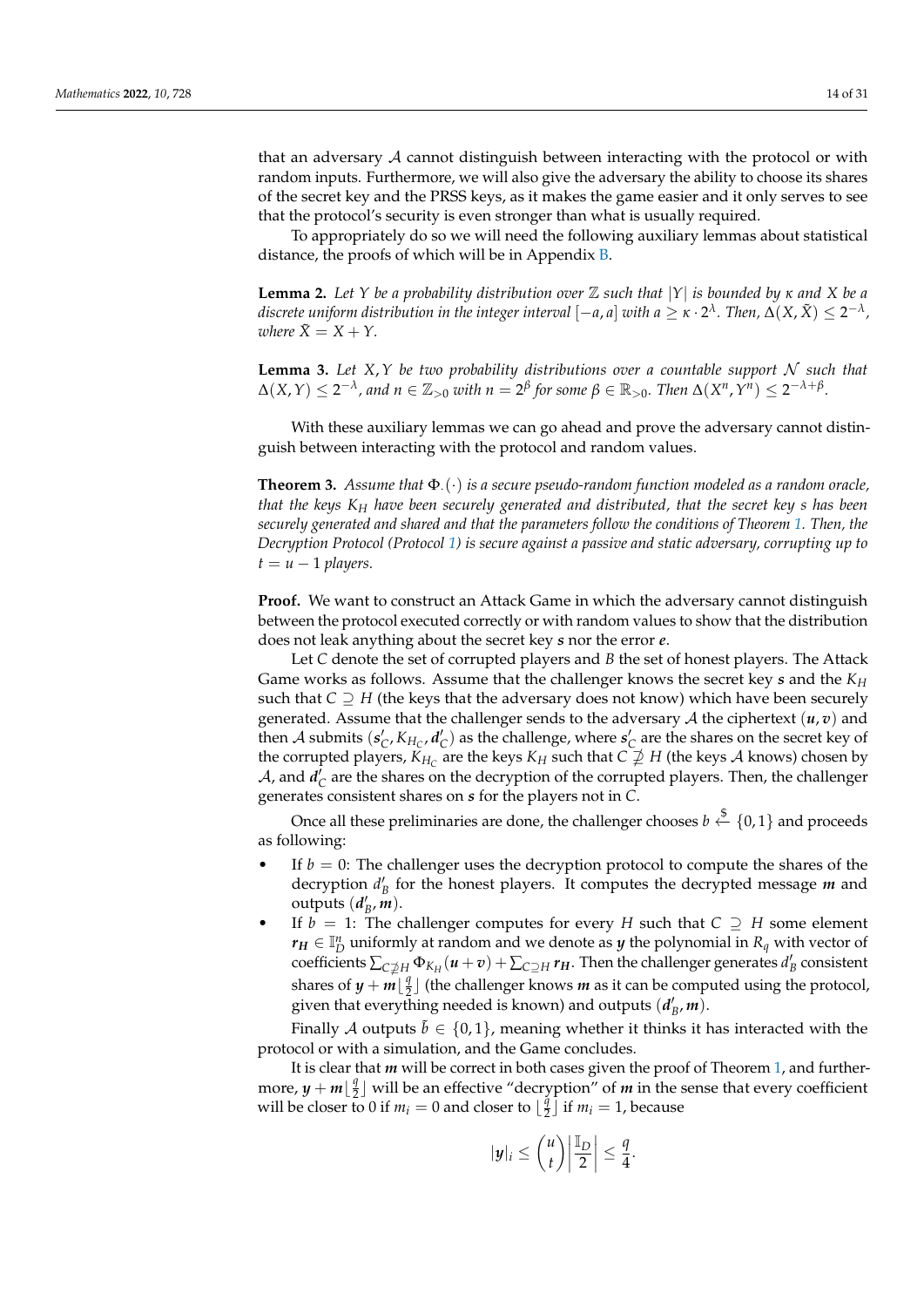that an adversary $\mathcal{A}$ cannot distinguish between interacting with the protocol or with random inputs. Furthermore, we will also give the adversary the ability to choose its shares of the secret key and the PRSS keys, as it makes the game easier and it only serves to see that the protocol's security is even stronger than what is usually required.

To appropriately do so we will need the following auxiliary lemmas about statistical distance, the proofs of which will be in Appendix B.

**Lemma 2.** *Let $Y$ be a probability distribution over $\mathbb{Z}$ such that $|Y|$ is bounded by $\kappa$ and $X$ be a discrete uniform distribution in the integer interval $[-a, a]$ with $a \geq \kappa \cdot 2^{\lambda}$. Then, $\Delta(X, \tilde{X}) \leq 2^{-\lambda}$, where $\tilde{X} = X + Y$.*

**Lemma 3.** *Let $X, Y$ be two probability distributions over a countable support $\mathcal{N}$ such that $\Delta(X, Y) \leq 2^{-\lambda}$, and $n \in \mathbb{Z}_{>0}$ with $n = 2^{\beta}$ for some $\beta \in \mathbb{R}_{>0}$. Then $\Delta(X^n, Y^n) \leq 2^{-\lambda+\beta}$.*

With these auxiliary lemmas we can go ahead and prove the adversary cannot distinguish between interacting with the protocol and random values.

**Theorem 3.** *Assume that $\Phi_{\cdot}(\cdot)$ is a secure pseudo-random function modeled as a random oracle, that the keys $K_H$ have been securely generated and distributed, that the secret key $s$ has been securely generated and shared and that the parameters follow the conditions of Theorem 1. Then, the Decryption Protocol (Protocol 1) is secure against a passive and static adversary, corrupting up to $t = u - 1$ players.*

**Proof.** We want to construct an Attack Game in which the adversary cannot distinguish between the protocol executed correctly or with random values to show that the distribution does not leak anything about the secret key $\boldsymbol{s}$ nor the error $\boldsymbol{e}$.

Let $C$ denote the set of corrupted players and $B$ the set of honest players. The Attack Game works as follows. Assume that the challenger knows the secret key $\boldsymbol{s}$ and the $K_H$ such that $C \supseteq H$ (the keys that the adversary does not know) which have been securely generated. Assume that the challenger sends to the adversary $\mathcal{A}$ the ciphertext $(\boldsymbol{u}, \boldsymbol{v})$ and then $\mathcal{A}$ submits $(\boldsymbol{s}'_C, K_{H_C}, \boldsymbol{d}'_C)$ as the challenge, where $\boldsymbol{s}'_C$ are the shares on the secret key of the corrupted players, $K_{H_C}$ are the keys $K_H$ such that $C \not\supseteq H$ (the keys $\mathcal{A}$ knows) chosen by $\mathcal{A}$, and $\boldsymbol{d}'_C$ are the shares on the decryption of the corrupted players. Then, the challenger generates consistent shares on $\boldsymbol{s}$ for the players not in $C$.

Once all these preliminaries are done, the challenger chooses $b \xleftarrow{\$} \{0, 1\}$ and proceeds as following:

- If $b = 0$: The challenger uses the decryption protocol to compute the shares of the decryption $d'_B$ for the honest players. It computes the decrypted message $\boldsymbol{m}$ and outputs $(\boldsymbol{d}'_B, \boldsymbol{m})$.
- If $b = 1$: The challenger computes for every $H$ such that $C \supseteq H$ some element $\boldsymbol{r_H} \in \mathbb{I}_D^n$ uniformly at random and we denote as $\boldsymbol{y}$ the polynomial in $R_q$ with vector of coefficients $\sum_{C \not\supseteq H} \Phi_{K_H}(\boldsymbol{u} + \boldsymbol{v}) + \sum_{C \supseteq H} \boldsymbol{r_H}$. Then the challenger generates $d'_B$ consistent shares of $\boldsymbol{y} + \boldsymbol{m}\lfloor \frac{q}{2} \rfloor$ (the challenger knows $\boldsymbol{m}$ as it can be computed using the protocol, given that everything needed is known) and outputs $(\boldsymbol{d}'_B, \boldsymbol{m})$.

Finally $\mathcal{A}$ outputs $\tilde{b} \in \{0, 1\}$, meaning whether it thinks it has interacted with the protocol or with a simulation, and the Game concludes.

It is clear that $\boldsymbol{m}$ will be correct in both cases given the proof of Theorem 1, and furthermore, $\boldsymbol{y} + \boldsymbol{m}\lfloor \frac{q}{2} \rfloor$ will be an effective "decryption" of $\boldsymbol{m}$ in the sense that every coefficient will be closer to 0 if $m_i = 0$ and closer to $\lfloor \frac{q}{2} \rfloor$ if $m_i = 1$, because

$$|\boldsymbol{y}|_i \leq \binom{u}{t} \left| \frac{\mathbb{I}_D}{2} \right| \leq \frac{q}{4}.$$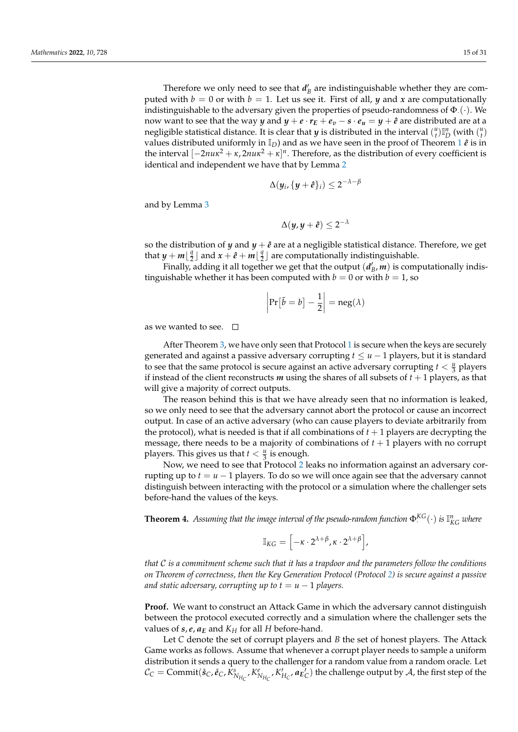Therefore we only need to see that $\boldsymbol{d}'_B$ are indistinguishable whether they are computed with $b = 0$ or with $b = 1$. Let us see it. First of all, $\boldsymbol{y}$ and $\boldsymbol{x}$ are computationally indistinguishable to the adversary given the properties of pseudo-randomness of $\Phi_{\cdot}(\cdot)$. We now want to see that the way $\boldsymbol{y}$ and $\boldsymbol{y} + \boldsymbol{e} \cdot \boldsymbol{r_E} + \boldsymbol{e_v} - \boldsymbol{s} \cdot \boldsymbol{e_u} = \boldsymbol{y} + \hat{\boldsymbol{e}}$ are distributed are at a negligible statistical distance. It is clear that $\boldsymbol{y}$ is distributed in the interval $\binom{u}{t}\mathbb{I}_D^n$ (with $\binom{u}{t}$ values distributed uniformly in $\mathbb{I}_D$) and as we have seen in the proof of Theorem 1 $\hat{\boldsymbol{e}}$ is in the interval $[-2nu\kappa^2 + \kappa, 2nu\kappa^2 + \kappa]^n$. Therefore, as the distribution of every coefficient is identical and independent we have that by Lemma 2

$$\Delta(\boldsymbol{y}_i, \{\boldsymbol{y} + \hat{\boldsymbol{e}}\}_i) \leq 2^{-\lambda-\beta}$$

and by Lemma 3

$$\Delta(\boldsymbol{y}, \boldsymbol{y} + \hat{\boldsymbol{e}}) \leq 2^{-\lambda}$$

so the distribution of $\boldsymbol{y}$ and $\boldsymbol{y} + \hat{\boldsymbol{e}}$ are at a negligible statistical distance. Therefore, we get that $\boldsymbol{y} + \boldsymbol{m}\lfloor \frac{q}{2} \rfloor$ and $\boldsymbol{x} + \hat{\boldsymbol{e}} + \boldsymbol{m}\lfloor \frac{q}{2} \rfloor$ are computationally indistinguishable.

Finally, adding it all together we get that the output $(\boldsymbol{d}'_B, \boldsymbol{m})$ is computationally indistinguishable whether it has been computed with $b = 0$ or with $b = 1$, so

$$\left| \Pr\left[\tilde{b} = b\right] - \frac{1}{2} \right| = \mathrm{neg}(\lambda)$$

as we wanted to see. □

After Theorem 3, we have only seen that Protocol 1 is secure when the keys are securely generated and against a passive adversary corrupting $t \leq u - 1$ players, but it is standard to see that the same protocol is secure against an active adversary corrupting $t < \frac{u}{3}$ players if instead of the client reconstructs $\boldsymbol{m}$ using the shares of all subsets of $t + 1$ players, as that will give a majority of correct outputs.

The reason behind this is that we have already seen that no information is leaked, so we only need to see that the adversary cannot abort the protocol or cause an incorrect output. In case of an active adversary (who can cause players to deviate arbitrarily from the protocol), what is needed is that if all combinations of $t + 1$ players are decrypting the message, there needs to be a majority of combinations of $t + 1$ players with no corrupt players. This gives us that $t < \frac{u}{3}$ is enough.

Now, we need to see that Protocol 2 leaks no information against an adversary corrupting up to $t = u - 1$ players. To do so we will once again see that the adversary cannot distinguish between interacting with the protocol or a simulation where the challenger sets before-hand the values of the keys.

**Theorem 4.** *Assuming that the image interval of the pseudo-random function $\Phi_{\cdot}^{KG}(\cdot)$ is $\mathbb{I}_{KG}^n$ where*

$$\mathbb{I}_{KG} = \left[-\kappa \cdot 2^{\lambda+\beta}, \kappa \cdot 2^{\lambda+\beta}\right],$$

*that $\mathcal{C}$ is a commitment scheme such that it has a trapdoor and the parameters follow the conditions on Theorem of correctness, then the Key Generation Protocol (Protocol 2) is secure against a passive and static adversary, corrupting up to $t = u - 1$ players.*

**Proof.** We want to construct an Attack Game in which the adversary cannot distinguish between the protocol executed correctly and a simulation where the challenger sets the values of $\boldsymbol{s}, \boldsymbol{e}, \boldsymbol{a_E}$ and $K_H$ for all $H$ before-hand.

Let $C$ denote the set of corrupt players and $B$ the set of honest players. The Attack Game works as follows. Assume that whenever a corrupt player needs to sample a uniform distribution it sends a query to the challenger for a random value from a random oracle. Let $\mathcal{C}_C = \mathrm{Commit}(\hat{\boldsymbol{s}}_C, \hat{\boldsymbol{e}}_C, K^s_{N_{H_C}}, K^e_{N_{H_C}}, K'_{H_C}, \boldsymbol{a_E}'_C)$ the challenge output by $\mathcal{A}$, the first step of the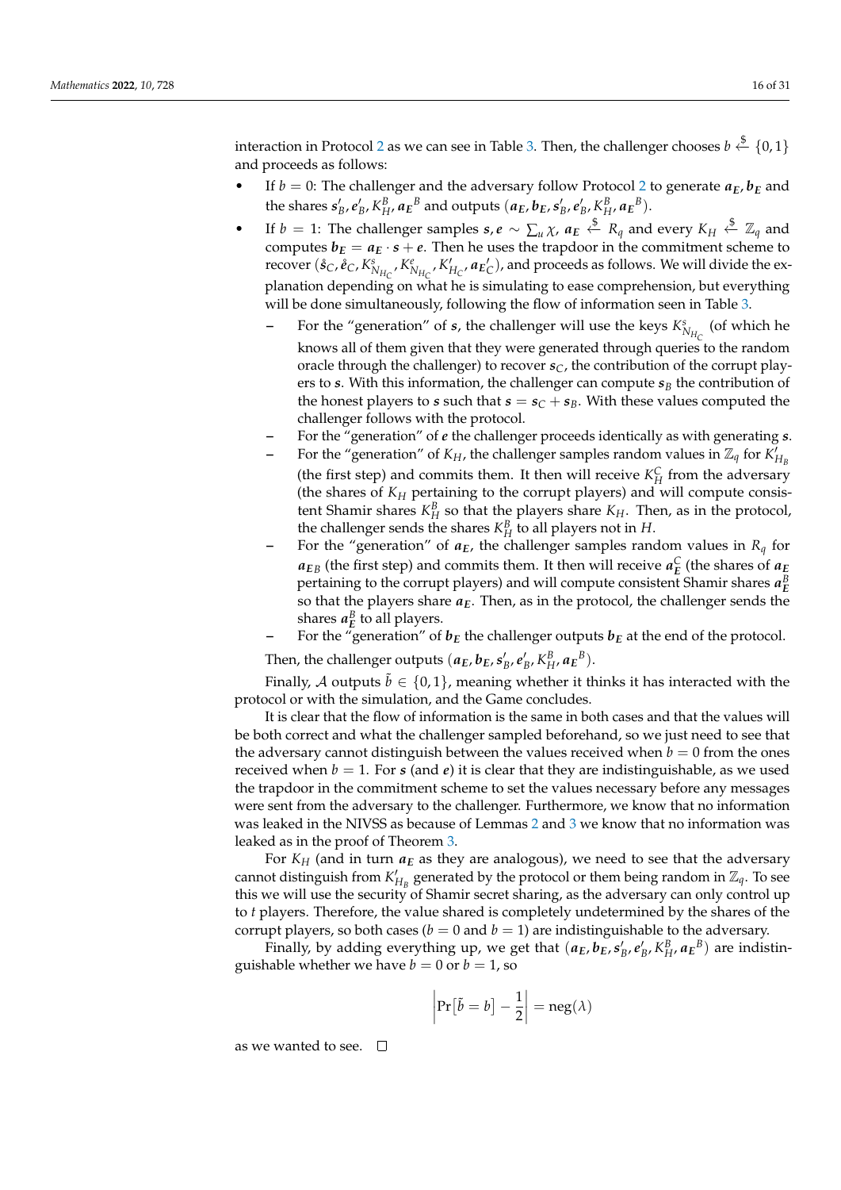interaction in Protocol 2 as we can see in Table 3. Then, the challenger chooses $b \xleftarrow{\$} \{0,1\}$ and proceeds as follows:

- If $b = 0$: The challenger and the adversary follow Protocol 2 to generate $\boldsymbol{a_E}, \boldsymbol{b_E}$ and the shares $\boldsymbol{s}'_B, \boldsymbol{e}'_B, K_H^B, \boldsymbol{a_E}^B$ and outputs $(\boldsymbol{a_E}, \boldsymbol{b_E}, \boldsymbol{s}'_B, \boldsymbol{e}'_B, K_H^B, \boldsymbol{a_E}^B)$.
- If $b = 1$: The challenger samples $\boldsymbol{s}, \boldsymbol{e} \sim \sum_u \chi$, $\boldsymbol{a_E} \xleftarrow{\$} R_q$ and every $K_H \xleftarrow{\$} \mathbb{Z}_q$ and computes $\boldsymbol{b_E} = \boldsymbol{a_E} \cdot \boldsymbol{s} + \boldsymbol{e}$. Then he uses the trapdoor in the commitment scheme to recover $(\mathring{\boldsymbol{s}}_C, \mathring{\boldsymbol{e}}_C, K^s_{N_{H_C}}, K^e_{N_{H_C}}, K'_{H_C}, \boldsymbol{a_E}'_C)$, and proceeds as follows. We will divide the explanation depending on what he is simulating to ease comprehension, but everything will be done simultaneously, following the flow of information seen in Table 3.
  - For the "generation" of $\boldsymbol{s}$, the challenger will use the keys $K^s_{N_{H_C}}$ (of which he knows all of them given that they were generated through queries to the random oracle through the challenger) to recover $\boldsymbol{s}_C$, the contribution of the corrupt players to $\boldsymbol{s}$. With this information, the challenger can compute $\boldsymbol{s}_B$ the contribution of the honest players to $\boldsymbol{s}$ such that $\boldsymbol{s} = \boldsymbol{s}_C + \boldsymbol{s}_B$. With these values computed the challenger follows with the protocol.
  - For the "generation" of $\boldsymbol{e}$ the challenger proceeds identically as with generating $\boldsymbol{s}$.
  - For the "generation" of $K_H$, the challenger samples random values in $\mathbb{Z}_q$ for $K'_{H_B}$ (the first step) and commits them. It then will receive $K_H^C$ from the adversary (the shares of $K_H$ pertaining to the corrupt players) and will compute consistent Shamir shares $K_H^B$ so that the players share $K_H$. Then, as in the protocol, the challenger sends the shares $K_H^B$ to all players not in $H$.
  - For the "generation" of $\boldsymbol{a_E}$, the challenger samples random values in $R_q$ for $\boldsymbol{a_E}_B$ (the first step) and commits them. It then will receive $\boldsymbol{a_E}^C$ (the shares of $\boldsymbol{a_E}$ pertaining to the corrupt players) and will compute consistent Shamir shares $\boldsymbol{a_E}^B$ so that the players share $\boldsymbol{a_E}$. Then, as in the protocol, the challenger sends the shares $\boldsymbol{a_E}^B$ to all players.
  - For the "generation" of $\boldsymbol{b_E}$ the challenger outputs $\boldsymbol{b_E}$ at the end of the protocol.

  Then, the challenger outputs $(\boldsymbol{a_E}, \boldsymbol{b_E}, \boldsymbol{s}'_B, \boldsymbol{e}'_B, K_H^B, \boldsymbol{a_E}^B)$.

Finally, $\mathcal{A}$ outputs $\tilde{b} \in \{0,1\}$, meaning whether it thinks it has interacted with the protocol or with the simulation, and the Game concludes.

It is clear that the flow of information is the same in both cases and that the values will be both correct and what the challenger sampled beforehand, so we just need to see that the adversary cannot distinguish between the values received when $b = 0$ from the ones received when $b = 1$. For $\boldsymbol{s}$ (and $\boldsymbol{e}$) it is clear that they are indistinguishable, as we used the trapdoor in the commitment scheme to set the values necessary before any messages were sent from the adversary to the challenger. Furthermore, we know that no information was leaked in the NIVSS as because of Lemmas 2 and 3 we know that no information was leaked as in the proof of Theorem 3.

For $K_H$ (and in turn $\boldsymbol{a_E}$ as they are analogous), we need to see that the adversary cannot distinguish from $K'_{H_B}$ generated by the protocol or them being random in $\mathbb{Z}_q$. To see this we will use the security of Shamir secret sharing, as the adversary can only control up to $t$ players. Therefore, the value shared is completely undetermined by the shares of the corrupt players, so both cases ($b = 0$ and $b = 1$) are indistinguishable to the adversary.

Finally, by adding everything up, we get that $(\boldsymbol{a_E}, \boldsymbol{b_E}, \boldsymbol{s}'_B, \boldsymbol{e}'_B, K_H^B, \boldsymbol{a_E}^B)$ are indistinguishable whether we have $b = 0$ or $b = 1$, so

$$\left| \Pr[\tilde{b} = b] - \frac{1}{2} \right| = \text{neg}(\lambda)$$

as we wanted to see. $\square$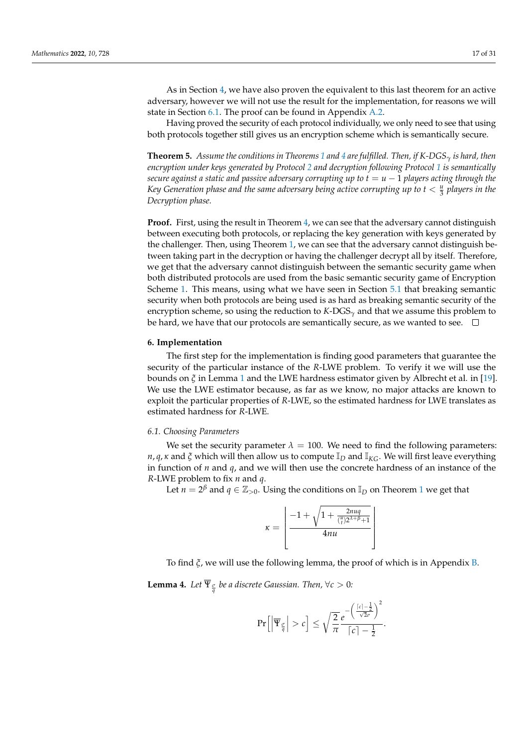As in Section 4, we have also proven the equivalent to this last theorem for an active adversary, however we will not use the result for the implementation, for reasons we will state in Section 6.1. The proof can be found in Appendix A.2.

Having proved the security of each protocol individually, we only need to see that using both protocols together still gives us an encryption scheme which is semantically secure.

**Theorem 5.** *Assume the conditions in Theorems 1 and 4 are fulfilled. Then, if $K$-DGS$_\gamma$ is hard, then encryption under keys generated by Protocol 2 and decryption following Protocol 1 is semantically secure against a static and passive adversary corrupting up to $t = u - 1$ players acting through the Key Generation phase and the same adversary being active corrupting up to $t < \frac{u}{3}$ players in the Decryption phase.*

**Proof.** First, using the result in Theorem 4, we can see that the adversary cannot distinguish between executing both protocols, or replacing the key generation with keys generated by the challenger. Then, using Theorem 1, we can see that the adversary cannot distinguish between taking part in the decryption or having the challenger decrypt all by itself. Therefore, we get that the adversary cannot distinguish between the semantic security game when both distributed protocols are used from the basic semantic security game of Encryption Scheme 1. This means, using what we have seen in Section 5.1 that breaking semantic security when both protocols are being used is as hard as breaking semantic security of the encryption scheme, so using the reduction to $K$-DGS$_\gamma$ and that we assume this problem to be hard, we have that our protocols are semantically secure, as we wanted to see. □

## 6. Implementation

The first step for the implementation is finding good parameters that guarantee the security of the particular instance of the $R$-LWE problem. To verify it we will use the bounds on $\xi$ in Lemma 1 and the LWE hardness estimator given by Albrecht et al. in [19]. We use the LWE estimator because, as far as we know, no major attacks are known to exploit the particular properties of $R$-LWE, so the estimated hardness for LWE translates as estimated hardness for $R$-LWE.

### 6.1. Choosing Parameters

We set the security parameter $\lambda = 100$. We need to find the following parameters: $n, q, \kappa$ and $\xi$ which will then allow us to compute $\mathbb{I}_D$ and $\mathbb{I}_{KG}$. We will first leave everything in function of $n$ and $q$, and we will then use the concrete hardness of an instance of the $R$-LWE problem to fix $n$ and $q$.

Let $n = 2^\beta$ and $q \in \mathbb{Z}_{>0}$. Using the conditions on $\mathbb{I}_D$ on Theorem 1 we get that

$$\kappa = \left\lfloor \frac{-1 + \sqrt{1 + \frac{2nuq}{\binom{u}{t}2^{\lambda+\beta+1}}}}{4nu} \right\rfloor$$

To find $\xi$, we will use the following lemma, the proof of which is in Appendix B.

**Lemma 4.** *Let $\overline{\Psi}_{\frac{\sigma}{q}}$ be a discrete Gaussian. Then, $\forall c > 0$:*

$$\Pr\left[\left|\overline{\Psi}_{\frac{\sigma}{q}}\right| > c\right] \le \sqrt{\frac{2}{\pi}} \frac{e^{-\left(\frac{\lceil c \rceil - \frac{1}{2}}{\sqrt{2}\sigma}\right)^2}}{\lceil c \rceil - \frac{1}{2}}.$$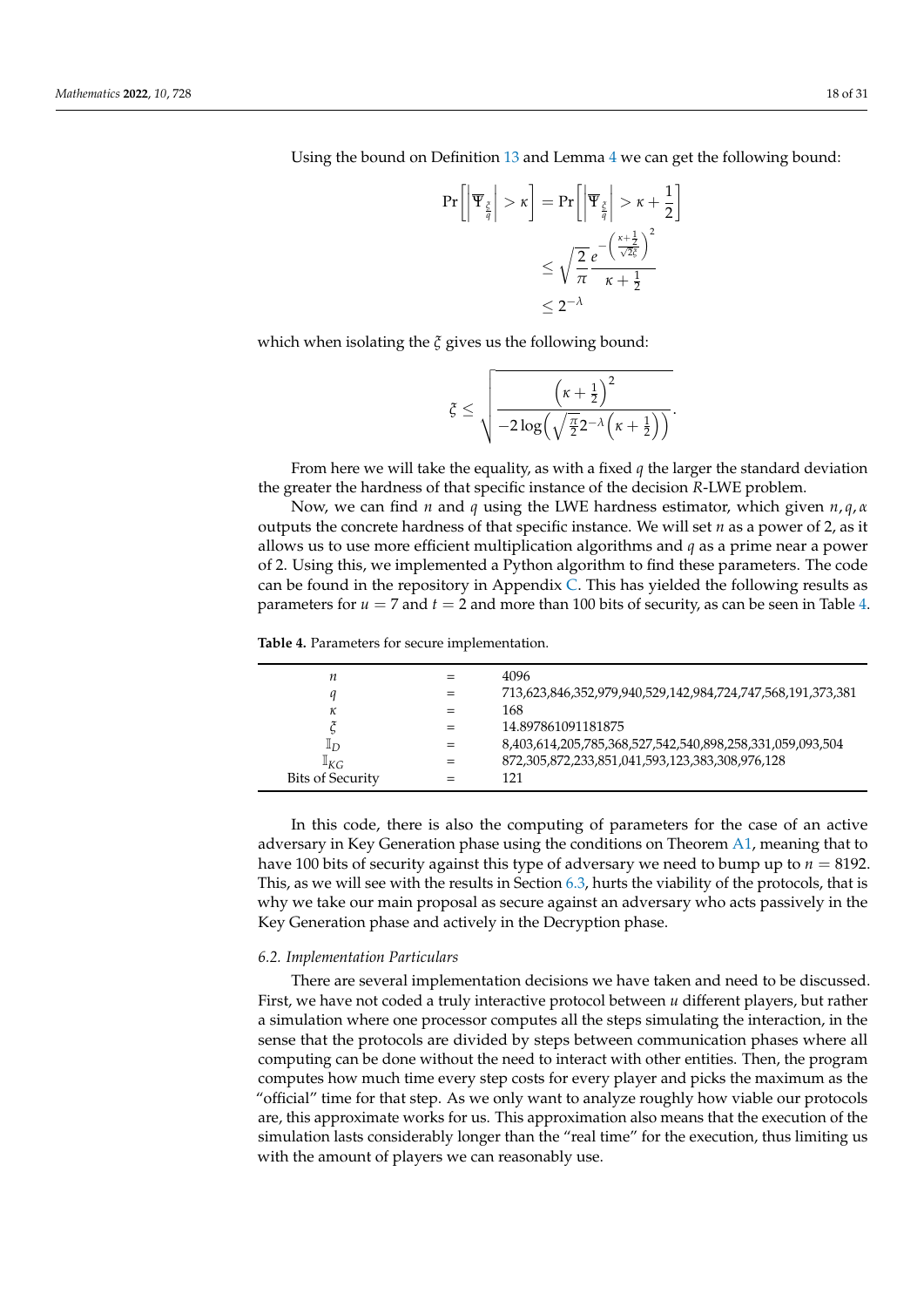Using the bound on Definition 13 and Lemma 4 we can get the following bound:

$$
\begin{aligned}
\Pr\left[\left|\overline{\Psi}_{\frac{\xi}{q}}\right| > \kappa\right] &= \Pr\left[\left|\overline{\Psi}_{\frac{\xi}{q}}\right| > \kappa + \frac{1}{2}\right] \\
&\leq \sqrt{\frac{2}{\pi}} \frac{e^{-\left(\frac{\kappa+\frac{1}{2}}{\sqrt{2}\xi}\right)^2}}{\kappa + \frac{1}{2}} \\
&\leq 2^{-\lambda}
\end{aligned}
$$

which when isolating the $\xi$ gives us the following bound:

$$
\xi \leq \sqrt{\frac{\left(\kappa + \frac{1}{2}\right)^2}{-2\log\left(\sqrt{\frac{\pi}{2}}2^{-\lambda}\left(\kappa + \frac{1}{2}\right)\right)}}.
$$

From here we will take the equality, as with a fixed $q$ the larger the standard deviation the greater the hardness of that specific instance of the decision $R$-LWE problem.

Now, we can find $n$ and $q$ using the LWE hardness estimator, which given $n, q, \alpha$ outputs the concrete hardness of that specific instance. We will set $n$ as a power of 2, as it allows us to use more efficient multiplication algorithms and $q$ as a prime near a power of 2. Using this, we implemented a Python algorithm to find these parameters. The code can be found in the repository in Appendix C. This has yielded the following results as parameters for $u = 7$ and $t = 2$ and more than 100 bits of security, as can be seen in Table 4.

**Table 4.** Parameters for secure implementation.

| | | |
|---|---|---|
| $n$ | = | 4096 |
| $q$ | = | 713,623,846,352,979,940,529,142,984,724,747,568,191,373,381 |
| $\kappa$ | = | 168 |
| $\xi$ | = | 14.897861091181875 |
| $\mathbb{I}_D$ | = | 8,403,614,205,785,368,527,542,540,898,258,331,059,093,504 |
| $\mathbb{I}_{KG}$ | = | 872,305,872,233,851,041,593,123,383,308,976,128 |
| Bits of Security | = | 121 |

In this code, there is also the computing of parameters for the case of an active adversary in Key Generation phase using the conditions on Theorem A1, meaning that to have 100 bits of security against this type of adversary we need to bump up to $n = 8192$. This, as we will see with the results in Section 6.3, hurts the viability of the protocols, that is why we take our main proposal as secure against an adversary who acts passively in the Key Generation phase and actively in the Decryption phase.

### *6.2. Implementation Particulars*

There are several implementation decisions we have taken and need to be discussed. First, we have not coded a truly interactive protocol between $u$ different players, but rather a simulation where one processor computes all the steps simulating the interaction, in the sense that the protocols are divided by steps between communication phases where all computing can be done without the need to interact with other entities. Then, the program computes how much time every step costs for every player and picks the maximum as the "official" time for that step. As we only want to analyze roughly how viable our protocols are, this approximate works for us. This approximation also means that the execution of the simulation lasts considerably longer than the "real time" for the execution, thus limiting us with the amount of players we can reasonably use.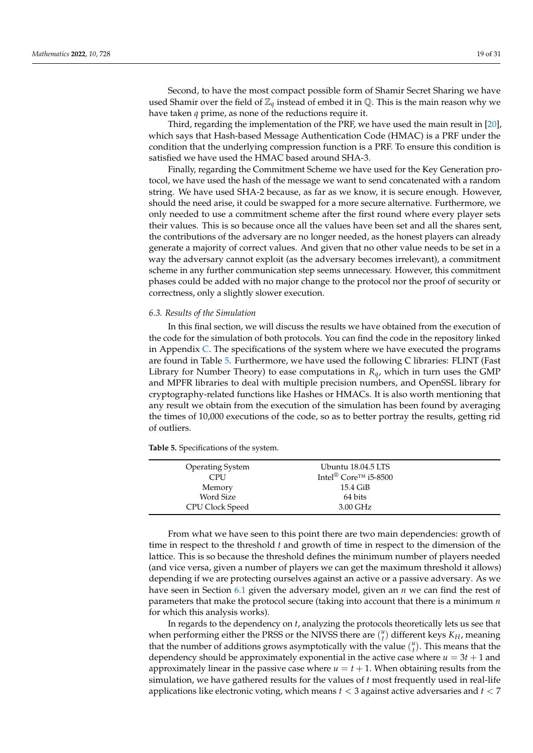Second, to have the most compact possible form of Shamir Secret Sharing we have used Shamir over the field of $\mathbb{Z}_q$ instead of embed it in $\mathbb{Q}$. This is the main reason why we have taken $q$ prime, as none of the reductions require it.

Third, regarding the implementation of the PRF, we have used the main result in [20], which says that Hash-based Message Authentication Code (HMAC) is a PRF under the condition that the underlying compression function is a PRF. To ensure this condition is satisfied we have used the HMAC based around SHA-3.

Finally, regarding the Commitment Scheme we have used for the Key Generation protocol, we have used the hash of the message we want to send concatenated with a random string. We have used SHA-2 because, as far as we know, it is secure enough. However, should the need arise, it could be swapped for a more secure alternative. Furthermore, we only needed to use a commitment scheme after the first round where every player sets their values. This is so because once all the values have been set and all the shares sent, the contributions of the adversary are no longer needed, as the honest players can already generate a majority of correct values. And given that no other value needs to be set in a way the adversary cannot exploit (as the adversary becomes irrelevant), a commitment scheme in any further communication step seems unnecessary. However, this commitment phases could be added with no major change to the protocol nor the proof of security or correctness, only a slightly slower execution.

### 6.3. Results of the Simulation

In this final section, we will discuss the results we have obtained from the execution of the code for the simulation of both protocols. You can find the code in the repository linked in Appendix C. The specifications of the system where we have executed the programs are found in Table 5. Furthermore, we have used the following C libraries: FLINT (Fast Library for Number Theory) to ease computations in $R_q$, which in turn uses the GMP and MPFR libraries to deal with multiple precision numbers, and OpenSSL library for cryptography-related functions like Hashes or HMACs. It is also worth mentioning that any result we obtain from the execution of the simulation has been found by averaging the times of 10,000 executions of the code, so as to better portray the results, getting rid of outliers.

**Table 5.** Specifications of the system.

| | |
|---|---|
| Operating System | Ubuntu 18.04.5 LTS |
| CPU | Intel® Core™ i5-8500 |
| Memory | 15.4 GiB |
| Word Size | 64 bits |
| CPU Clock Speed | 3.00 GHz |

From what we have seen to this point there are two main dependencies: growth of time in respect to the threshold $t$ and growth of time in respect to the dimension of the lattice. This is so because the threshold defines the minimum number of players needed (and vice versa, given a number of players we can get the maximum threshold it allows) depending if we are protecting ourselves against an active or a passive adversary. As we have seen in Section 6.1 given the adversary model, given an $n$ we can find the rest of parameters that make the protocol secure (taking into account that there is a minimum $n$ for which this analysis works).

In regards to the dependency on $t$, analyzing the protocols theoretically lets us see that when performing either the PRSS or the NIVSS there are $\binom{u}{t}$ different keys $K_H$, meaning that the number of additions grows asymptotically with the value $\binom{u}{t}$. This means that the dependency should be approximately exponential in the active case where $u = 3t + 1$ and approximately linear in the passive case where $u = t + 1$. When obtaining results from the simulation, we have gathered results for the values of $t$ most frequently used in real-life applications like electronic voting, which means $t < 3$ against active adversaries and $t < 7$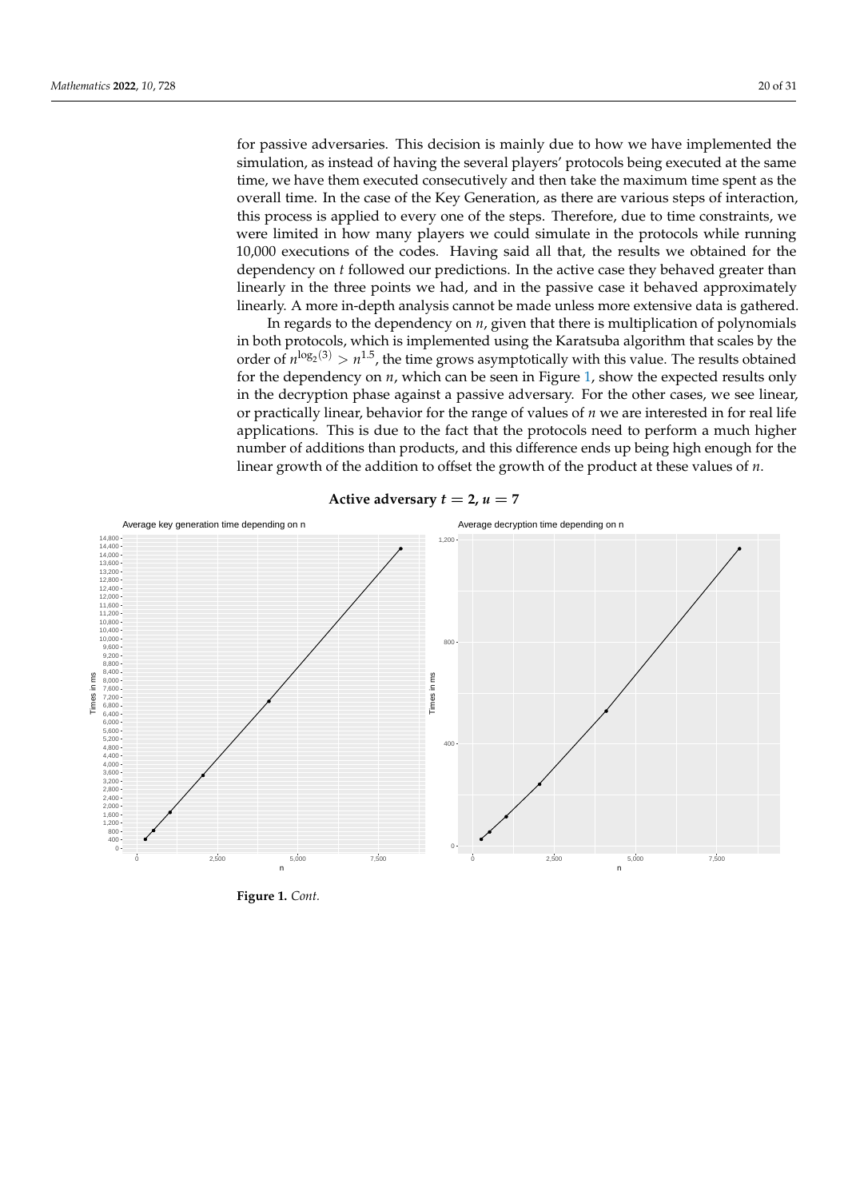for passive adversaries. This decision is mainly due to how we have implemented the simulation, as instead of having the several players' protocols being executed at the same time, we have them executed consecutively and then take the maximum time spent as the overall time. In the case of the Key Generation, as there are various steps of interaction, this process is applied to every one of the steps. Therefore, due to time constraints, we were limited in how many players we could simulate in the protocols while running 10,000 executions of the codes. Having said all that, the results we obtained for the dependency on $t$ followed our predictions. In the active case they behaved greater than linearly in the three points we had, and in the passive case it behaved approximately linearly. A more in-depth analysis cannot be made unless more extensive data is gathered.

In regards to the dependency on $n$, given that there is multiplication of polynomials in both protocols, which is implemented using the Karatsuba algorithm that scales by the order of $n^{\log_2(3)} > n^{1.5}$, the time grows asymptotically with this value. The results obtained for the dependency on $n$, which can be seen in Figure 1, show the expected results only in the decryption phase against a passive adversary. For the other cases, we see linear, or practically linear, behavior for the range of values of $n$ we are interested in for real life applications. This is due to the fact that the protocols need to perform a much higher number of additions than products, and this difference ends up being high enough for the linear growth of the addition to offset the growth of the product at these values of $n$.

**Active adversary $t = 2$, $u = 7$**

**Figure 1.** *Cont.*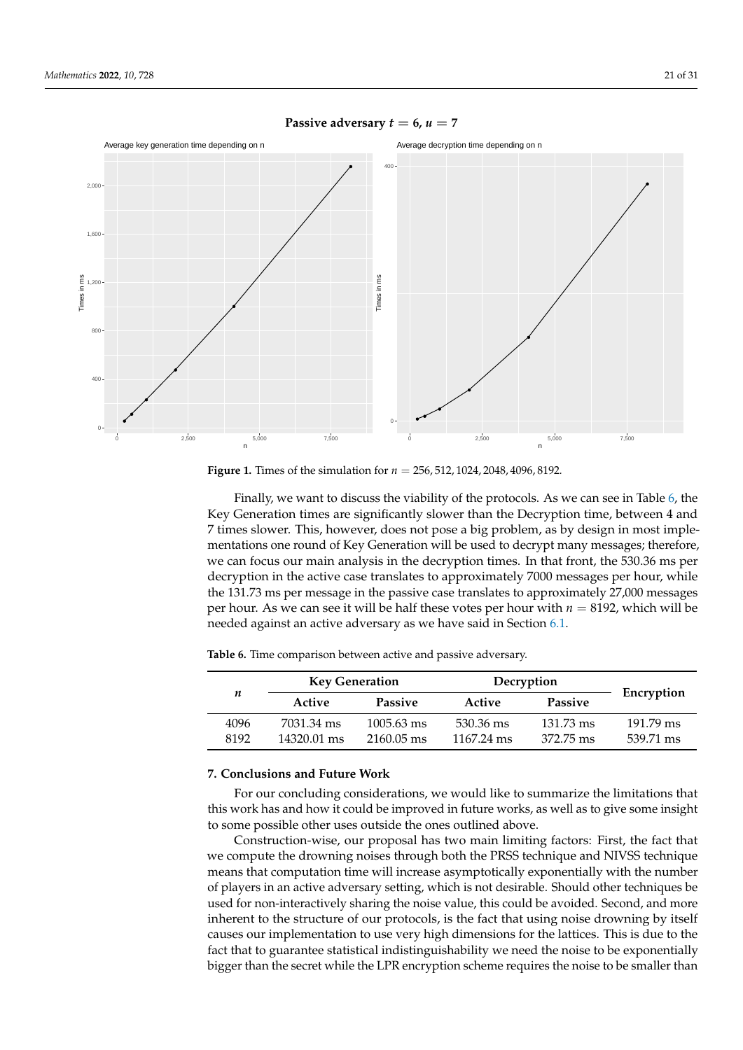**Passive adversary $t = 6$, $u = 7$**

Figure 1. Times of the simulation for $n = 256, 512, 1024, 2048, 4096, 8192$.

Finally, we want to discuss the viability of the protocols. As we can see in Table 6, the Key Generation times are significantly slower than the Decryption time, between 4 and 7 times slower. This, however, does not pose a big problem, as by design in most implementations one round of Key Generation will be used to decrypt many messages; therefore, we can focus our main analysis in the decryption times. In that front, the 530.36 ms per decryption in the active case translates to approximately 7000 messages per hour, while the 131.73 ms per message in the passive case translates to approximately 27,000 messages per hour. As we can see it will be half these votes per hour with $n = 8192$, which will be needed against an active adversary as we have said in Section 6.1.

Table 6. Time comparison between active and passive adversary.

| $n$ | Key Generation | | Decryption | | Encryption |
|---|---|---|---|---|---|
| | Active | Passive | Active | Passive | |
| 4096 | 7031.34 ms | 1005.63 ms | 530.36 ms | 131.73 ms | 191.79 ms |
| 8192 | 14320.01 ms | 2160.05 ms | 1167.24 ms | 372.75 ms | 539.71 ms |

## 7. Conclusions and Future Work

For our concluding considerations, we would like to summarize the limitations that this work has and how it could be improved in future works, as well as to give some insight to some possible other uses outside the ones outlined above.

Construction-wise, our proposal has two main limiting factors: First, the fact that we compute the drowning noises through both the PRSS technique and NIVSS technique means that computation time will increase asymptotically exponentially with the number of players in an active adversary setting, which is not desirable. Should other techniques be used for non-interactively sharing the noise value, this could be avoided. Second, and more inherent to the structure of our protocols, is the fact that using noise drowning by itself causes our implementation to use very high dimensions for the lattices. This is due to the fact that to guarantee statistical indistinguishability we need the noise to be exponentially bigger than the secret while the LPR encryption scheme requires the noise to be smaller than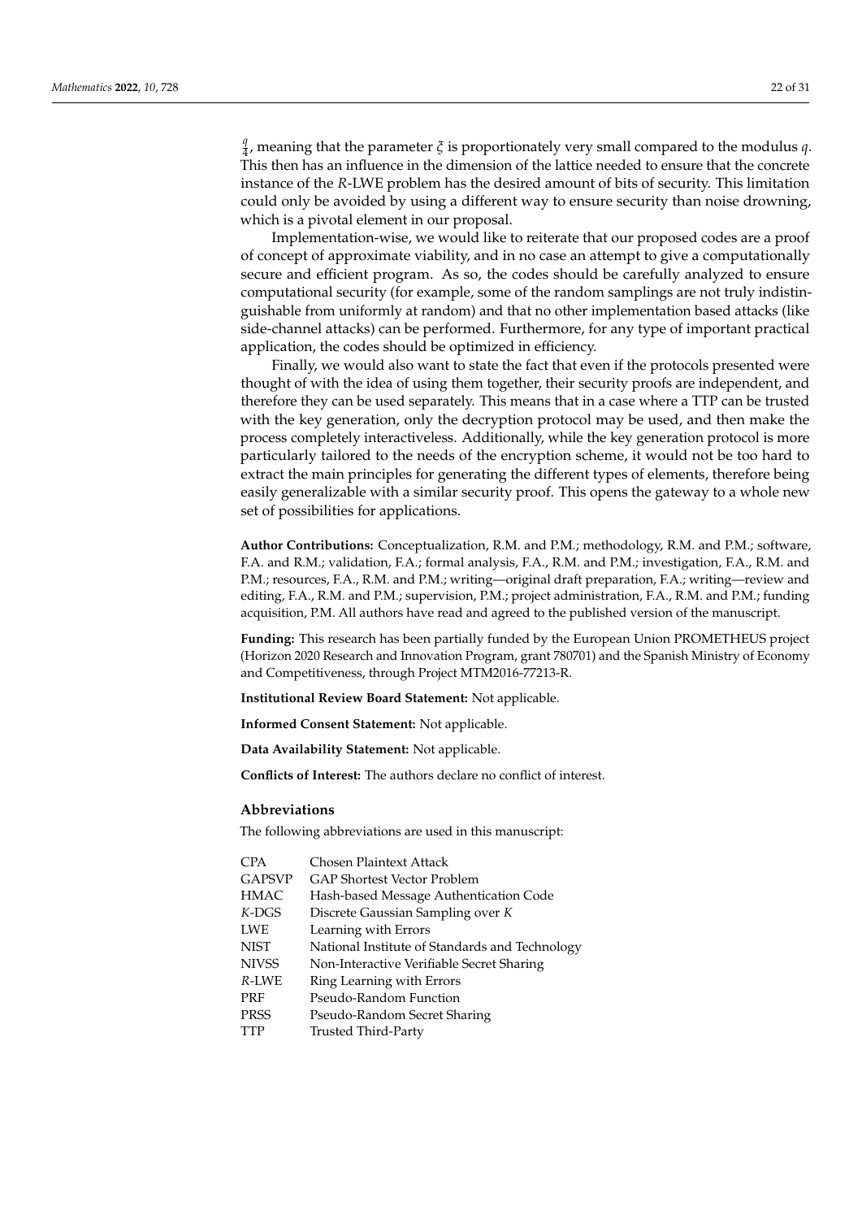$\frac{q}{4}$, meaning that the parameter $\xi$ is proportionately very small compared to the modulus $q$. This then has an influence in the dimension of the lattice needed to ensure that the concrete instance of the $R$-LWE problem has the desired amount of bits of security. This limitation could only be avoided by using a different way to ensure security than noise drowning, which is a pivotal element in our proposal.

Implementation-wise, we would like to reiterate that our proposed codes are a proof of concept of approximate viability, and in no case an attempt to give a computationally secure and efficient program. As so, the codes should be carefully analyzed to ensure computational security (for example, some of the random samplings are not truly indistinguishable from uniformly at random) and that no other implementation based attacks (like side-channel attacks) can be performed. Furthermore, for any type of important practical application, the codes should be optimized in efficiency.

Finally, we would also want to state the fact that even if the protocols presented were thought of with the idea of using them together, their security proofs are independent, and therefore they can be used separately. This means that in a case where a TTP can be trusted with the key generation, only the decryption protocol may be used, and then make the process completely interactiveless. Additionally, while the key generation protocol is more particularly tailored to the needs of the encryption scheme, it would not be too hard to extract the main principles for generating the different types of elements, therefore being easily generalizable with a similar security proof. This opens the gateway to a whole new set of possibilities for applications.

**Author Contributions:** Conceptualization, R.M. and P.M.; methodology, R.M. and P.M.; software, F.A. and R.M.; validation, F.A.; formal analysis, F.A., R.M. and P.M.; investigation, F.A., R.M. and P.M.; resources, F.A., R.M. and P.M.; writing—original draft preparation, F.A.; writing—review and editing, F.A., R.M. and P.M.; supervision, P.M.; project administration, F.A., R.M. and P.M.; funding acquisition, P.M. All authors have read and agreed to the published version of the manuscript.

**Funding:** This research has been partially funded by the European Union PROMETHEUS project (Horizon 2020 Research and Innovation Program, grant 780701) and the Spanish Ministry of Economy and Competitiveness, through Project MTM2016-77213-R.

**Institutional Review Board Statement:** Not applicable.

**Informed Consent Statement:** Not applicable.

**Data Availability Statement:** Not applicable.

**Conflicts of Interest:** The authors declare no conflict of interest.

## Abbreviations

The following abbreviations are used in this manuscript:

| | |
|---|---|
| CPA | Chosen Plaintext Attack |
| GAPSVP | GAP Shortest Vector Problem |
| HMAC | Hash-based Message Authentication Code |
| $K$-DGS | Discrete Gaussian Sampling over $K$ |
| LWE | Learning with Errors |
| NIST | National Institute of Standards and Technology |
| NIVSS | Non-Interactive Verifiable Secret Sharing |
| $R$-LWE | Ring Learning with Errors |
| PRF | Pseudo-Random Function |
| PRSS | Pseudo-Random Secret Sharing |
| TTP | Trusted Third-Party |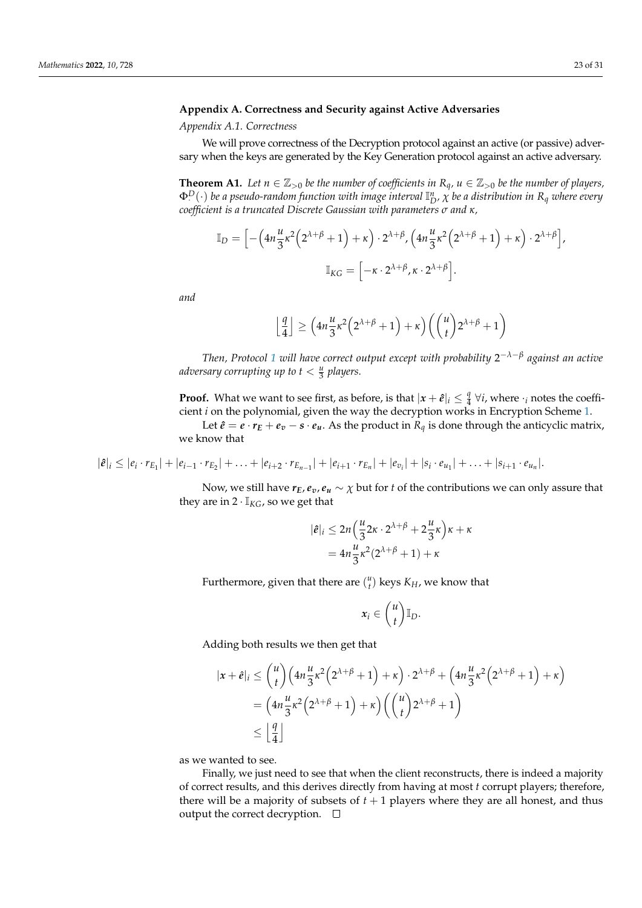## Appendix A. Correctness and Security against Active Adversaries

### *Appendix A.1. Correctness*

We will prove correctness of the Decryption protocol against an active (or passive) adversary when the keys are generated by the Key Generation protocol against an active adversary.

**Theorem A1.** *Let $n \in \mathbb{Z}_{>0}$ be the number of coefficients in $R_q$, $u \in \mathbb{Z}_{>0}$ be the number of players, $\Phi^D_{\cdot}(\cdot)$ be a pseudo-random function with image interval $\mathbb{I}_D^n$, $\chi$ be a distribution in $R_q$ where every coefficient is a truncated Discrete Gaussian with parameters $\sigma$ and $\kappa$,*

$$\mathbb{I}_D = \left[-\left(4n\frac{u}{3}\kappa^2\left(2^{\lambda+\beta}+1\right)+\kappa\right)\cdot 2^{\lambda+\beta}, \left(4n\frac{u}{3}\kappa^2\left(2^{\lambda+\beta}+1\right)+\kappa\right)\cdot 2^{\lambda+\beta}\right],$$

$$\mathbb{I}_{KG} = \left[-\kappa\cdot 2^{\lambda+\beta}, \kappa\cdot 2^{\lambda+\beta}\right].$$

*and*

$$\left\lfloor\frac{q}{4}\right\rfloor \geq \left(4n\frac{u}{3}\kappa^2\left(2^{\lambda+\beta}+1\right)+\kappa\right)\left(\binom{u}{t}2^{\lambda+\beta}+1\right)$$

*Then, Protocol 1 will have correct output except with probability $2^{-\lambda-\beta}$ against an active adversary corrupting up to $t < \frac{u}{3}$ players.*

**Proof.** What we want to see first, as before, is that $|\boldsymbol{x}+\hat{\boldsymbol{e}}|_i \leq \frac{q}{4}\ \forall i$, where $\cdot_i$ notes the coefficient $i$ on the polynomial, given the way the decryption works in Encryption Scheme 1.

Let $\hat{\boldsymbol{e}} = \boldsymbol{e}\cdot\boldsymbol{r_E}+\boldsymbol{e_v}-\boldsymbol{s}\cdot\boldsymbol{e_u}$. As the product in $R_q$ is done through the anticyclic matrix, we know that

$$|\hat{\boldsymbol{e}}|_i \leq |e_i\cdot r_{E_1}| + |e_{i-1}\cdot r_{E_2}| + \ldots + |e_{i+2}\cdot r_{E_{n-1}}| + |e_{i+1}\cdot r_{E_n}| + |e_{v_i}| + |s_i\cdot e_{u_1}| + \ldots + |s_{i+1}\cdot e_{u_n}|.$$

Now, we still have $\boldsymbol{r_E}, \boldsymbol{e_v}, \boldsymbol{e_u} \sim \chi$ but for $t$ of the contributions we can only assure that they are in $2\cdot\mathbb{I}_{KG}$, so we get that

$$\begin{aligned}|\hat{\boldsymbol{e}}|_i &\leq 2n\left(\frac{u}{3}2\kappa\cdot 2^{\lambda+\beta}+2\frac{u}{3}\kappa\right)\kappa+\kappa\\ &= 4n\frac{u}{3}\kappa^2(2^{\lambda+\beta}+1)+\kappa\end{aligned}$$

Furthermore, given that there are $\binom{u}{t}$ keys $K_H$, we know that

$$\boldsymbol{x}_i \in \binom{u}{t}\mathbb{I}_D.$$

Adding both results we then get that

$$\begin{aligned}|\boldsymbol{x}+\hat{\boldsymbol{e}}|_i &\leq \binom{u}{t}\left(4n\frac{u}{3}\kappa^2\left(2^{\lambda+\beta}+1\right)+\kappa\right)\cdot 2^{\lambda+\beta} + \left(4n\frac{u}{3}\kappa^2\left(2^{\lambda+\beta}+1\right)+\kappa\right)\\ &= \left(4n\frac{u}{3}\kappa^2\left(2^{\lambda+\beta}+1\right)+\kappa\right)\left(\binom{u}{t}2^{\lambda+\beta}+1\right)\\ &\leq \left\lfloor\frac{q}{4}\right\rfloor\end{aligned}$$

as we wanted to see.

Finally, we just need to see that when the client reconstructs, there is indeed a majority of correct results, and this derives directly from having at most $t$ corrupt players; therefore, there will be a majority of subsets of $t+1$ players where they are all honest, and thus output the correct decryption. □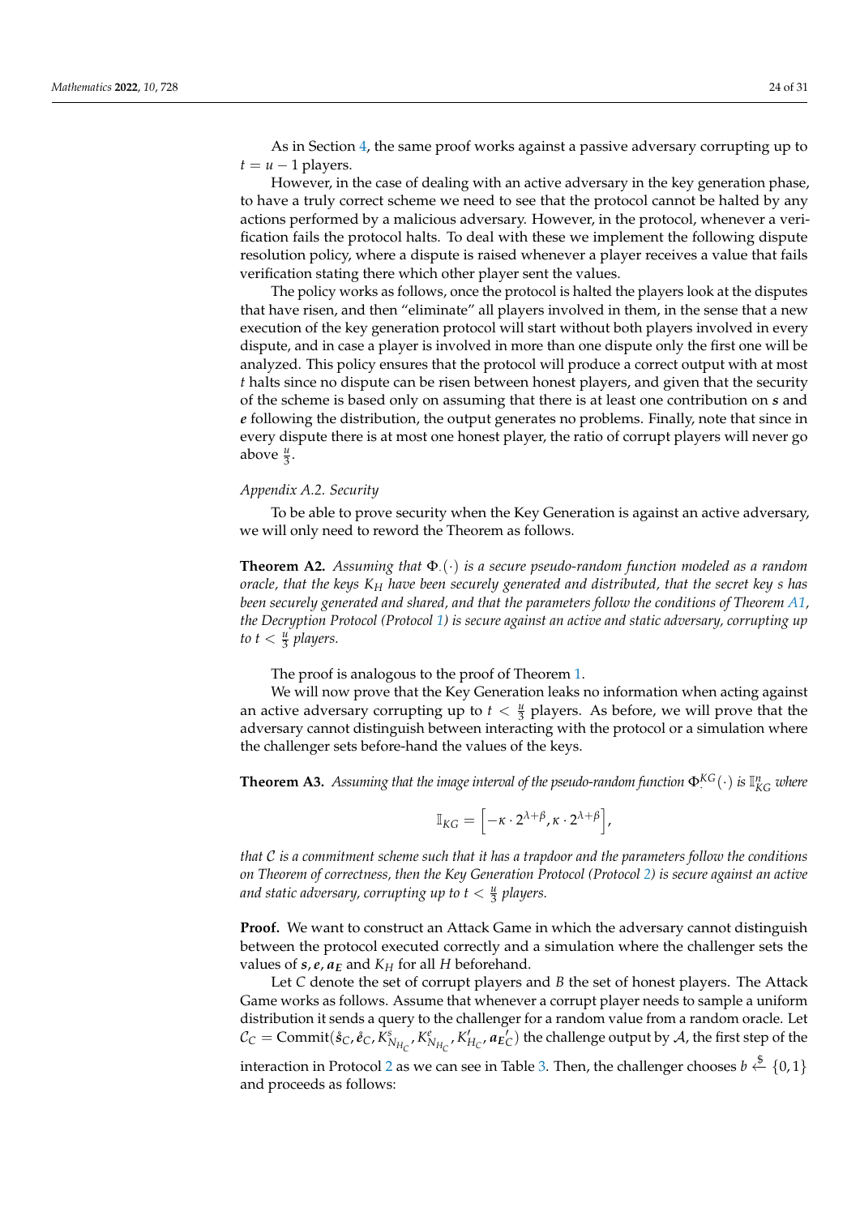As in Section 4, the same proof works against a passive adversary corrupting up to $t = u - 1$ players.

However, in the case of dealing with an active adversary in the key generation phase, to have a truly correct scheme we need to see that the protocol cannot be halted by any actions performed by a malicious adversary. However, in the protocol, whenever a verification fails the protocol halts. To deal with these we implement the following dispute resolution policy, where a dispute is raised whenever a player receives a value that fails verification stating there which other player sent the values.

The policy works as follows, once the protocol is halted the players look at the disputes that have risen, and then "eliminate" all players involved in them, in the sense that a new execution of the key generation protocol will start without both players involved in every dispute, and in case a player is involved in more than one dispute only the first one will be analyzed. This policy ensures that the protocol will produce a correct output with at most $t$ halts since no dispute can be risen between honest players, and given that the security of the scheme is based only on assuming that there is at least one contribution on $\boldsymbol{s}$ and $\boldsymbol{e}$ following the distribution, the output generates no problems. Finally, note that since in every dispute there is at most one honest player, the ratio of corrupt players will never go above $\frac{u}{3}$.

### *Appendix A.2. Security*

To be able to prove security when the Key Generation is against an active adversary, we will only need to reword the Theorem as follows.

**Theorem A2.** *Assuming that $\Phi_{\cdot}(\cdot)$ is a secure pseudo-random function modeled as a random oracle, that the keys $K_H$ have been securely generated and distributed, that the secret key $s$ has been securely generated and shared, and that the parameters follow the conditions of Theorem A1, the Decryption Protocol (Protocol 1) is secure against an active and static adversary, corrupting up to $t < \frac{u}{3}$ players.*

The proof is analogous to the proof of Theorem 1.

We will now prove that the Key Generation leaks no information when acting against an active adversary corrupting up to $t < \frac{u}{3}$ players. As before, we will prove that the adversary cannot distinguish between interacting with the protocol or a simulation where the challenger sets before-hand the values of the keys.

**Theorem A3.** *Assuming that the image interval of the pseudo-random function $\Phi_{\cdot}^{KG}(\cdot)$ is $\mathbb{I}_{KG}^{n}$ where*

$$\mathbb{I}_{KG} = \left[-\kappa \cdot 2^{\lambda+\beta}, \kappa \cdot 2^{\lambda+\beta}\right],$$

*that $\mathcal{C}$ is a commitment scheme such that it has a trapdoor and the parameters follow the conditions on Theorem of correctness, then the Key Generation Protocol (Protocol 2) is secure against an active and static adversary, corrupting up to $t < \frac{u}{3}$ players.*

**Proof.** We want to construct an Attack Game in which the adversary cannot distinguish between the protocol executed correctly and a simulation where the challenger sets the values of $\boldsymbol{s}, \boldsymbol{e}, \boldsymbol{a_E}$ and $K_H$ for all $H$ beforehand.

Let $C$ denote the set of corrupt players and $B$ the set of honest players. The Attack Game works as follows. Assume that whenever a corrupt player needs to sample a uniform distribution it sends a query to the challenger for a random value from a random oracle. Let $\mathcal{C}_C = \mathrm{Commit}(\mathring{\boldsymbol{s}}_C, \mathring{\boldsymbol{e}}_C, K^s_{N_{H_C}}, K^e_{N_{H_C}}, K'_{H_C}, \boldsymbol{a_E}'_C)$ the challenge output by $\mathcal{A}$, the first step of the interaction in Protocol 2 as we can see in Table 3. Then, the challenger chooses $b \xleftarrow{\$} \{0,1\}$ and proceeds as follows: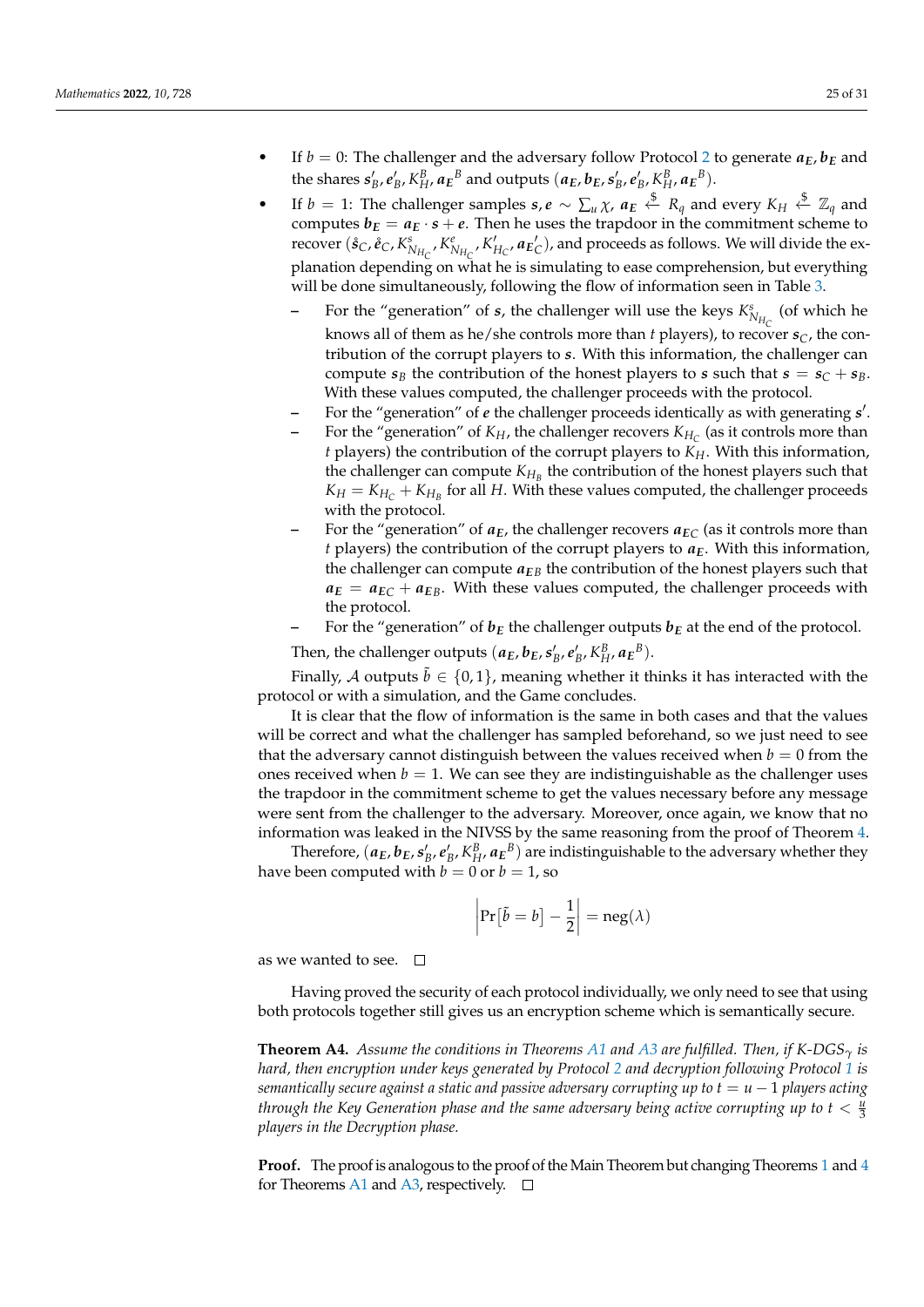- If $b = 0$: The challenger and the adversary follow Protocol 2 to generate $\boldsymbol{a_E}, \boldsymbol{b_E}$ and the shares $\boldsymbol{s}'_B, \boldsymbol{e}'_B, K_H^B, \boldsymbol{a_E}^B$ and outputs $(\boldsymbol{a_E}, \boldsymbol{b_E}, \boldsymbol{s}'_B, \boldsymbol{e}'_B, K_H^B, \boldsymbol{a_E}^B)$.
- If $b = 1$: The challenger samples $\boldsymbol{s}, \boldsymbol{e} \sim \sum_u \chi$, $\boldsymbol{a_E} \xleftarrow{\$} R_q$ and every $K_H \xleftarrow{\$} \mathbb{Z}_q$ and computes $\boldsymbol{b_E} = \boldsymbol{a_E} \cdot \boldsymbol{s} + \boldsymbol{e}$. Then he uses the trapdoor in the commitment scheme to recover $(\mathring{\boldsymbol{s}}_C, \mathring{\boldsymbol{e}}_C, K^s_{N_{H_C}}, K^e_{N_{H_C}}, K'_{H_C}, \boldsymbol{a_E}'_C)$, and proceeds as follows. We will divide the explanation depending on what he is simulating to ease comprehension, but everything will be done simultaneously, following the flow of information seen in Table 3.
  - For the "generation" of $\boldsymbol{s}$, the challenger will use the keys $K^s_{N_{H_C}}$ (of which he knows all of them as he/she controls more than $t$ players), to recover $\boldsymbol{s}_C$, the contribution of the corrupt players to $\boldsymbol{s}$. With this information, the challenger can compute $\boldsymbol{s}_B$ the contribution of the honest players to $\boldsymbol{s}$ such that $\boldsymbol{s} = \boldsymbol{s}_C + \boldsymbol{s}_B$. With these values computed, the challenger proceeds with the protocol.
  - For the "generation" of $\boldsymbol{e}$ the challenger proceeds identically as with generating $\boldsymbol{s}'$.
  - For the "generation" of $K_H$, the challenger recovers $K_{H_C}$ (as it controls more than $t$ players) the contribution of the corrupt players to $K_H$. With this information, the challenger can compute $K_{H_B}$ the contribution of the honest players such that $K_H = K_{H_C} + K_{H_B}$ for all $H$. With these values computed, the challenger proceeds with the protocol.
  - For the "generation" of $\boldsymbol{a_E}$, the challenger recovers $\boldsymbol{a_E}_C$ (as it controls more than $t$ players) the contribution of the corrupt players to $\boldsymbol{a_E}$. With this information, the challenger can compute $\boldsymbol{a_E}_B$ the contribution of the honest players such that $\boldsymbol{a_E} = \boldsymbol{a_E}_C + \boldsymbol{a_E}_B$. With these values computed, the challenger proceeds with the protocol.
  - For the "generation" of $\boldsymbol{b_E}$ the challenger outputs $\boldsymbol{b_E}$ at the end of the protocol.

  Then, the challenger outputs $(\boldsymbol{a_E}, \boldsymbol{b_E}, \boldsymbol{s}'_B, \boldsymbol{e}'_B, K_H^B, \boldsymbol{a_E}^B)$.

Finally, $\mathcal{A}$ outputs $\tilde{b} \in \{0, 1\}$, meaning whether it thinks it has interacted with the protocol or with a simulation, and the Game concludes.

It is clear that the flow of information is the same in both cases and that the values will be correct and what the challenger has sampled beforehand, so we just need to see that the adversary cannot distinguish between the values received when $b = 0$ from the ones received when $b = 1$. We can see they are indistinguishable as the challenger uses the trapdoor in the commitment scheme to get the values necessary before any message were sent from the challenger to the adversary. Moreover, once again, we know that no information was leaked in the NIVSS by the same reasoning from the proof of Theorem 4.

Therefore, $(\boldsymbol{a_E}, \boldsymbol{b_E}, \boldsymbol{s}'_B, \boldsymbol{e}'_B, K_H^B, \boldsymbol{a_E}^B)$ are indistinguishable to the adversary whether they have been computed with $b = 0$ or $b = 1$, so

$$\left| \Pr\left[\tilde{b} = b\right] - \frac{1}{2} \right| = \text{neg}(\lambda)$$

as we wanted to see. □

Having proved the security of each protocol individually, we only need to see that using both protocols together still gives us an encryption scheme which is semantically secure.

**Theorem A4.** *Assume the conditions in Theorems A1 and A3 are fulfilled. Then, if K-DGS$_\gamma$ is hard, then encryption under keys generated by Protocol 2 and decryption following Protocol 1 is semantically secure against a static and passive adversary corrupting up to $t = u - 1$ players acting through the Key Generation phase and the same adversary being active corrupting up to $t < \frac{u}{3}$ players in the Decryption phase.*

**Proof.** The proof is analogous to the proof of the Main Theorem but changing Theorems 1 and 4 for Theorems A1 and A3, respectively. □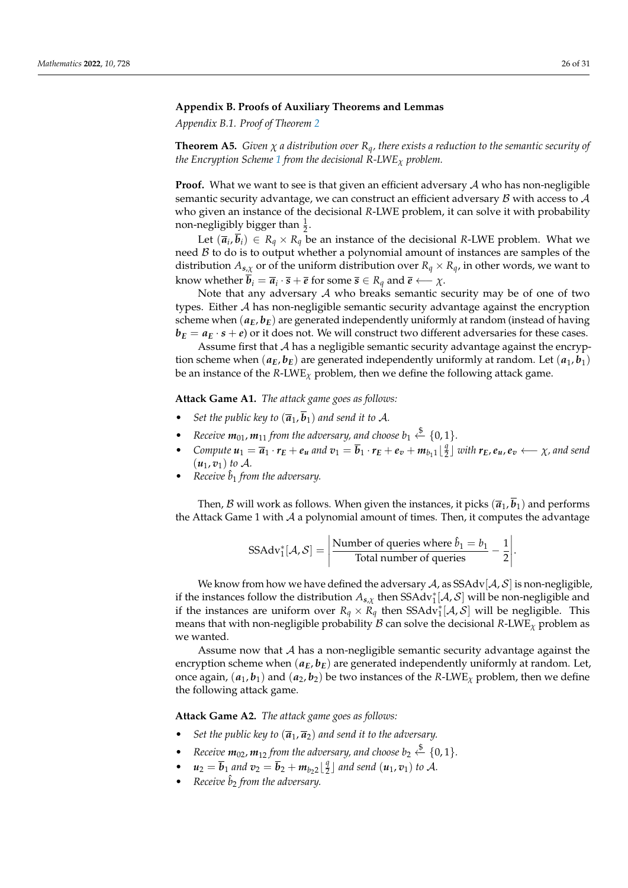## Appendix B. Proofs of Auxiliary Theorems and Lemmas

*Appendix B.1. Proof of Theorem 2*

**Theorem A5.** *Given $\chi$ a distribution over $R_q$, there exists a reduction to the semantic security of the Encryption Scheme 1 from the decisional R-LWE$_\chi$ problem.*

**Proof.** What we want to see is that given an efficient adversary $\mathcal{A}$ who has non-negligible semantic security advantage, we can construct an efficient adversary $\mathcal{B}$ with access to $\mathcal{A}$ who given an instance of the decisional $R$-LWE problem, it can solve it with probability non-negligibly bigger than $\frac{1}{2}$.

Let $(\overline{\boldsymbol{a}}_i, \overline{\boldsymbol{b}}_i) \in R_q \times R_q$ be an instance of the decisional $R$-LWE problem. What we need $\mathcal{B}$ to do is to output whether a polynomial amount of instances are samples of the distribution $A_{\boldsymbol{s},\chi}$ or of the uniform distribution over $R_q \times R_q$, in other words, we want to know whether $\overline{\boldsymbol{b}}_i = \overline{\boldsymbol{a}}_i \cdot \overline{\boldsymbol{s}} + \overline{\boldsymbol{e}}$ for some $\overline{\boldsymbol{s}} \in R_q$ and $\overline{\boldsymbol{e}} \longleftarrow \chi$.

Note that any adversary $\mathcal{A}$ who breaks semantic security may be of one of two types. Either $\mathcal{A}$ has non-negligible semantic security advantage against the encryption scheme when $(\boldsymbol{a_E}, \boldsymbol{b_E})$ are generated independently uniformly at random (instead of having $\boldsymbol{b_E} = \boldsymbol{a_E} \cdot \boldsymbol{s} + \boldsymbol{e}$) or it does not. We will construct two different adversaries for these cases.

Assume first that $\mathcal{A}$ has a negligible semantic security advantage against the encryption scheme when $(\boldsymbol{a_E}, \boldsymbol{b_E})$ are generated independently uniformly at random. Let $(\boldsymbol{a}_1, \boldsymbol{b}_1)$ be an instance of the $R$-LWE$_\chi$ problem, then we define the following attack game.

**Attack Game A1.** *The attack game goes as follows:*

- *Set the public key to $(\overline{\boldsymbol{a}}_1, \overline{\boldsymbol{b}}_1)$ and send it to $\mathcal{A}$.*
- *Receive $\boldsymbol{m}_{01}, \boldsymbol{m}_{11}$ from the adversary, and choose $b_1 \xleftarrow{\$} \{0,1\}$.*
- *Compute $\boldsymbol{u}_1 = \overline{\boldsymbol{a}}_1 \cdot \boldsymbol{r_E} + \boldsymbol{e_u}$ and $\boldsymbol{v}_1 = \overline{\boldsymbol{b}}_1 \cdot \boldsymbol{r_E} + \boldsymbol{e_v} + \boldsymbol{m}_{b_1 1} \lfloor \frac{q}{2} \rfloor$ with $\boldsymbol{r_E}, \boldsymbol{e_u}, \boldsymbol{e_v} \longleftarrow \chi$, and send $(\boldsymbol{u}_1, \boldsymbol{v}_1)$ to $\mathcal{A}$.*
- *Receive $\hat{b}_1$ from the adversary.*

Then, $\mathcal{B}$ will work as follows. When given the instances, it picks $(\overline{\boldsymbol{a}}_1, \overline{\boldsymbol{b}}_1)$ and performs the Attack Game 1 with $\mathcal{A}$ a polynomial amount of times. Then, it computes the advantage

$$\text{SSAdv}_1^*[\mathcal{A}, \mathcal{S}] = \left| \frac{\text{Number of queries where } \hat{b}_1 = b_1}{\text{Total number of queries}} - \frac{1}{2} \right|.$$

We know from how we have defined the adversary $\mathcal{A}$, as $\text{SSAdv}[\mathcal{A}, \mathcal{S}]$ is non-negligible, if the instances follow the distribution $A_{\boldsymbol{s},\chi}$ then $\text{SSAdv}_1^*[\mathcal{A}, \mathcal{S}]$ will be non-negligible and if the instances are uniform over $R_q \times R_q$ then $\text{SSAdv}_1^*[\mathcal{A}, \mathcal{S}]$ will be negligible. This means that with non-negligible probability $\mathcal{B}$ can solve the decisional $R$-LWE$_\chi$ problem as we wanted.

Assume now that $\mathcal{A}$ has a non-negligible semantic security advantage against the encryption scheme when $(\boldsymbol{a_E}, \boldsymbol{b_E})$ are generated independently uniformly at random. Let, once again, $(\boldsymbol{a}_1, \boldsymbol{b}_1)$ and $(\boldsymbol{a}_2, \boldsymbol{b}_2)$ be two instances of the $R$-LWE$_\chi$ problem, then we define the following attack game.

**Attack Game A2.** *The attack game goes as follows:*

- *Set the public key to $(\overline{\boldsymbol{a}}_1, \overline{\boldsymbol{a}}_2)$ and send it to the adversary.*
- *Receive $\boldsymbol{m}_{02}, \boldsymbol{m}_{12}$ from the adversary, and choose $b_2 \xleftarrow{\$} \{0,1\}$.*
- *$\boldsymbol{u}_2 = \overline{\boldsymbol{b}}_1$ and $\boldsymbol{v}_2 = \overline{\boldsymbol{b}}_2 + \boldsymbol{m}_{b_2 2} \lfloor \frac{q}{2} \rfloor$ and send $(\boldsymbol{u}_1, \boldsymbol{v}_1)$ to $\mathcal{A}$.*
- *Receive $\hat{b}_2$ from the adversary.*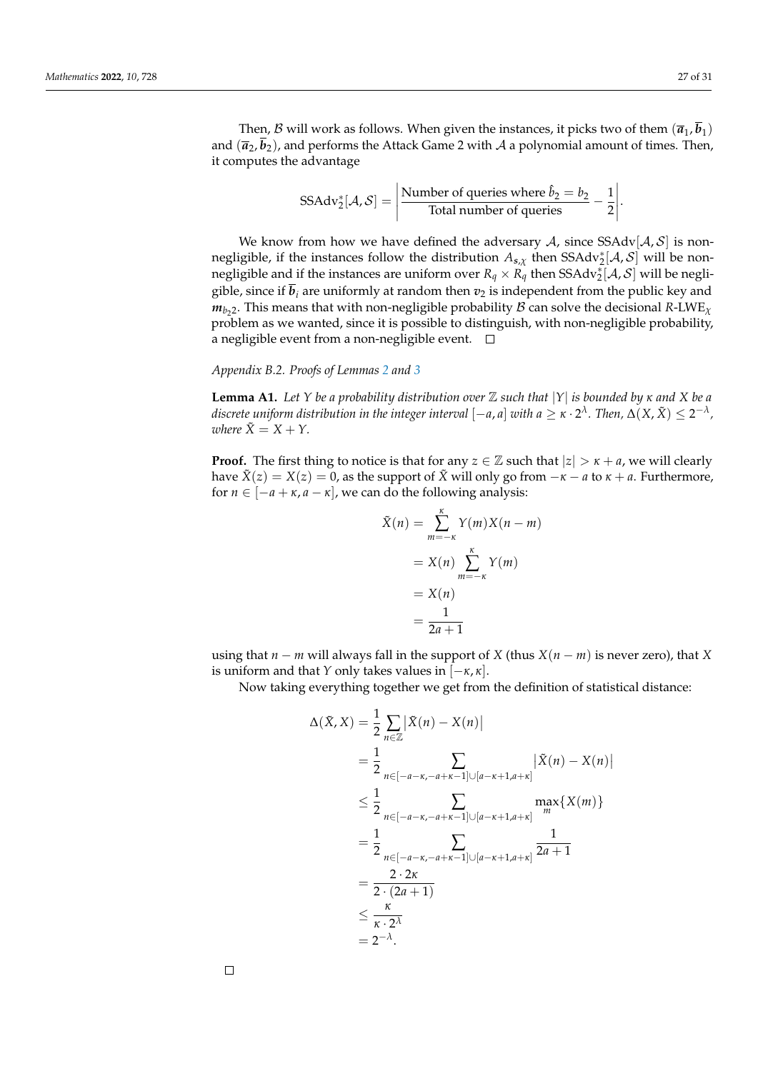Then, $\mathcal{B}$ will work as follows. When given the instances, it picks two of them $(\overline{a}_1, \overline{b}_1)$ and $(\overline{a}_2, \overline{b}_2)$, and performs the Attack Game 2 with $\mathcal{A}$ a polynomial amount of times. Then, it computes the advantage

$$\mathrm{SSAdv}_2^*[\mathcal{A}, \mathcal{S}] = \left| \frac{\text{Number of queries where } \hat{b}_2 = b_2}{\text{Total number of queries}} - \frac{1}{2} \right|.$$

We know from how we have defined the adversary $\mathcal{A}$, since $\mathrm{SSAdv}[\mathcal{A}, \mathcal{S}]$ is non-negligible, if the instances follow the distribution $A_{\boldsymbol{s},\chi}$ then $\mathrm{SSAdv}_2^*[\mathcal{A}, \mathcal{S}]$ will be non-negligible and if the instances are uniform over $R_q \times R_q$ then $\mathrm{SSAdv}_2^*[\mathcal{A}, \mathcal{S}]$ will be negligible, since if $\overline{b}_i$ are uniformly at random then $v_2$ is independent from the public key and $\boldsymbol{m}_{b_2 2}$. This means that with non-negligible probability $\mathcal{B}$ can solve the decisional $R$-LWE$_\chi$ problem as we wanted, since it is possible to distinguish, with non-negligible probability, a negligible event from a non-negligible event. □

*Appendix B.2. Proofs of Lemmas 2 and 3*

**Lemma A1.** *Let $Y$ be a probability distribution over $\mathbb{Z}$ such that $|Y|$ is bounded by $\kappa$ and $X$ be a discrete uniform distribution in the integer interval $[-a, a]$ with $a \geq \kappa \cdot 2^{\lambda}$. Then, $\Delta(X, \tilde{X}) \leq 2^{-\lambda}$, where $\tilde{X} = X + Y$.*

**Proof.** The first thing to notice is that for any $z \in \mathbb{Z}$ such that $|z| > \kappa + a$, we will clearly have $\tilde{X}(z) = X(z) = 0$, as the support of $\tilde{X}$ will only go from $-\kappa - a$ to $\kappa + a$. Furthermore, for $n \in [-a + \kappa, a - \kappa]$, we can do the following analysis:

$$\begin{aligned}
\tilde{X}(n) &= \sum_{m=-\kappa}^{\kappa} Y(m) X(n-m) \\
&= X(n) \sum_{m=-\kappa}^{\kappa} Y(m) \\
&= X(n) \\
&= \frac{1}{2a+1}
\end{aligned}$$

using that $n - m$ will always fall in the support of $X$ (thus $X(n-m)$ is never zero), that $X$ is uniform and that $Y$ only takes values in $[-\kappa, \kappa]$.

Now taking everything together we get from the definition of statistical distance:

$$\begin{aligned}
\Delta(\tilde{X}, X) &= \frac{1}{2} \sum_{n \in \mathbb{Z}} \left| \tilde{X}(n) - X(n) \right| \\
&= \frac{1}{2} \sum_{n \in [-a-\kappa, -a+\kappa-1] \cup [a-\kappa+1, a+\kappa]} \left| \tilde{X}(n) - X(n) \right| \\
&\leq \frac{1}{2} \sum_{n \in [-a-\kappa, -a+\kappa-1] \cup [a-\kappa+1, a+\kappa]} \max_m \{X(m)\} \\
&= \frac{1}{2} \sum_{n \in [-a-\kappa, -a+\kappa-1] \cup [a-\kappa+1, a+\kappa]} \frac{1}{2a+1} \\
&= \frac{2 \cdot 2\kappa}{2 \cdot (2a+1)} \\
&\leq \frac{\kappa}{\kappa \cdot 2^{\lambda}} \\
&= 2^{-\lambda}.
\end{aligned}$$

□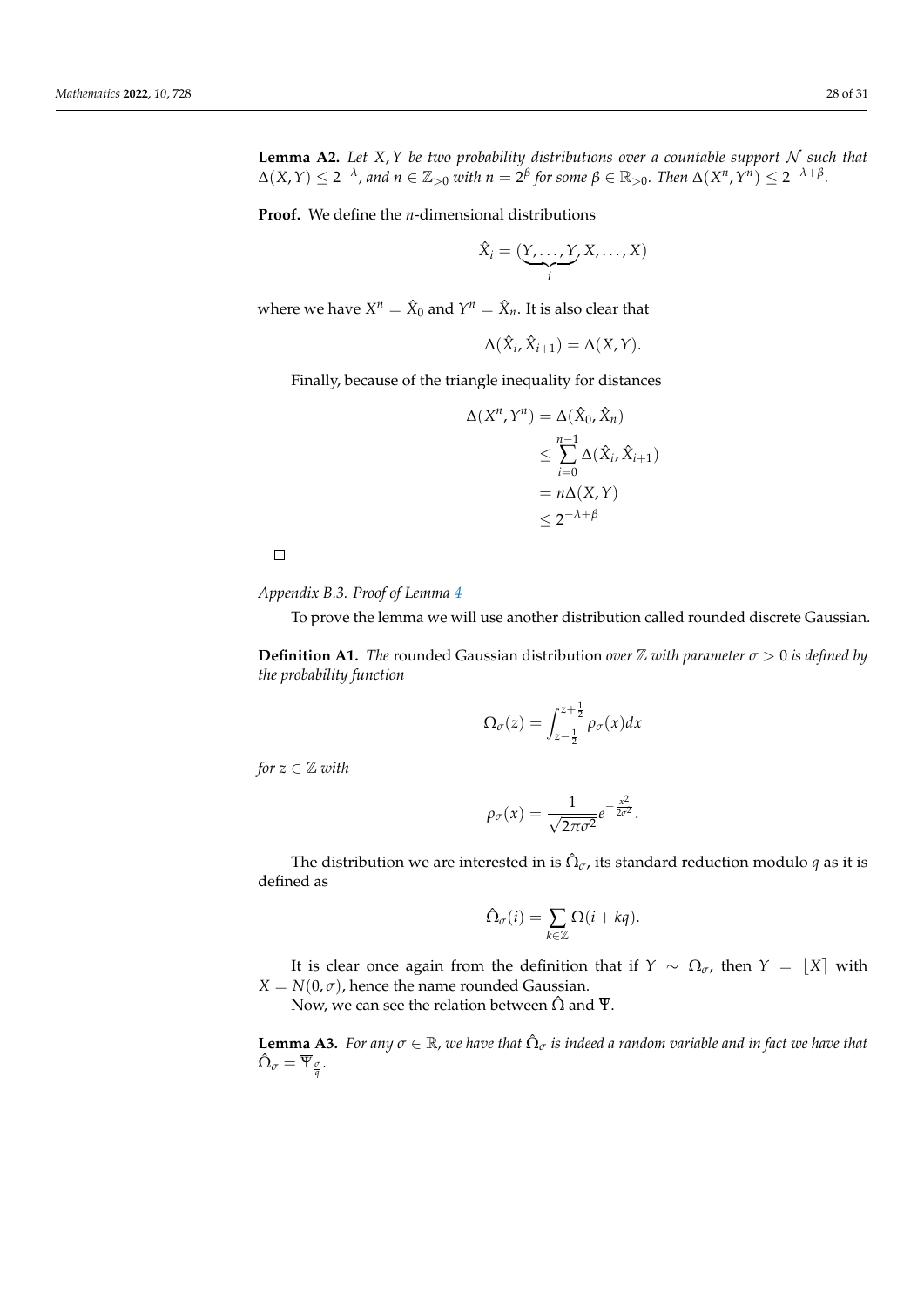**Lemma A2.** *Let $X, Y$ be two probability distributions over a countable support $\mathcal{N}$ such that $\Delta(X, Y) \leq 2^{-\lambda}$, and $n \in \mathbb{Z}_{>0}$ with $n = 2^{\beta}$ for some $\beta \in \mathbb{R}_{>0}$. Then $\Delta(X^n, Y^n) \leq 2^{-\lambda+\beta}$.*

**Proof.** We define the $n$-dimensional distributions

$$\hat{X}_i = (\underbrace{Y, \ldots, Y}_{i}, X, \ldots, X)$$

where we have $X^n = \hat{X}_0$ and $Y^n = \hat{X}_n$. It is also clear that

$$\Delta(\hat{X}_i, \hat{X}_{i+1}) = \Delta(X, Y).$$

Finally, because of the triangle inequality for distances

$$\begin{aligned}
\Delta(X^n, Y^n) &= \Delta(\hat{X}_0, \hat{X}_n) \\
&\leq \sum_{i=0}^{n-1} \Delta(\hat{X}_i, \hat{X}_{i+1}) \\
&= n\Delta(X, Y) \\
&\leq 2^{-\lambda+\beta}
\end{aligned}$$

□

*Appendix B.3. Proof of Lemma 4*

To prove the lemma we will use another distribution called rounded discrete Gaussian.

**Definition A1.** *The* rounded Gaussian distribution *over $\mathbb{Z}$ with parameter $\sigma > 0$ is defined by the probability function*

$$\Omega_{\sigma}(z) = \int_{z-\frac{1}{2}}^{z+\frac{1}{2}} \rho_{\sigma}(x)dx$$

*for $z \in \mathbb{Z}$ with*

$$\rho_{\sigma}(x) = \frac{1}{\sqrt{2\pi\sigma^2}} e^{-\frac{x^2}{2\sigma^2}}.$$

The distribution we are interested in is $\hat{\Omega}_{\sigma}$, its standard reduction modulo $q$ as it is defined as

$$\hat{\Omega}_{\sigma}(i) = \sum_{k \in \mathbb{Z}} \Omega(i + kq).$$

It is clear once again from the definition that if $Y \sim \Omega_{\sigma}$, then $Y = \lfloor X \rceil$ with $X = N(0, \sigma)$, hence the name rounded Gaussian.

Now, we can see the relation between $\hat{\Omega}$ and $\overline{\Psi}$.

**Lemma A3.** *For any $\sigma \in \mathbb{R}$, we have that $\hat{\Omega}_{\sigma}$ is indeed a random variable and in fact we have that $\hat{\Omega}_{\sigma} = \overline{\Psi}_{\frac{\sigma}{q}}$.*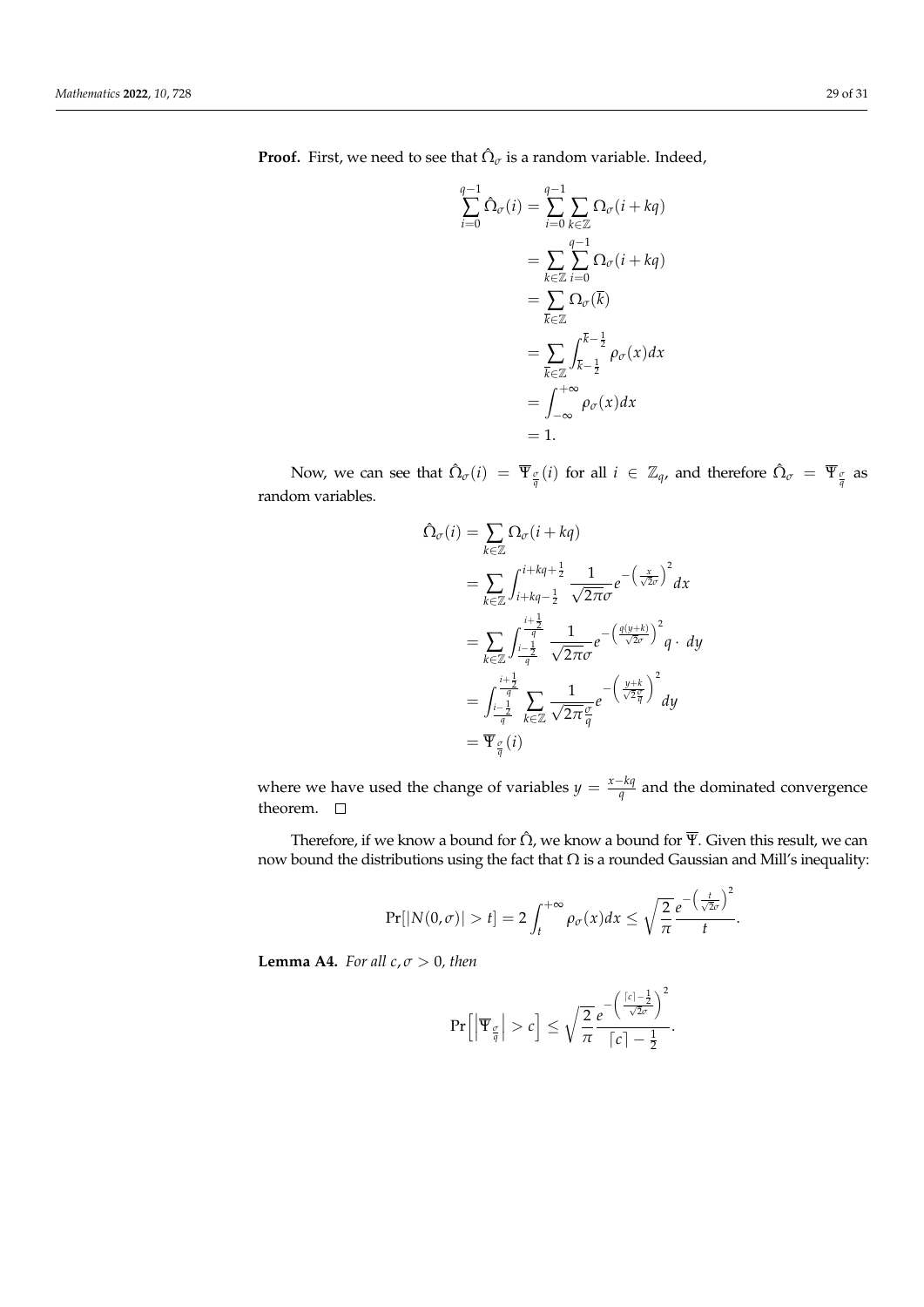**Proof.** First, we need to see that $\hat{\Omega}_\sigma$ is a random variable. Indeed,

$$
\begin{aligned}
\sum_{i=0}^{q-1} \hat{\Omega}_\sigma(i) &= \sum_{i=0}^{q-1} \sum_{k\in\mathbb{Z}} \Omega_\sigma(i+kq) \\
&= \sum_{k\in\mathbb{Z}} \sum_{i=0}^{q-1} \Omega_\sigma(i+kq) \\
&= \sum_{\overline{k}\in\mathbb{Z}} \Omega_\sigma(\overline{k}) \\
&= \sum_{\overline{k}\in\mathbb{Z}} \int_{\overline{k}-\frac{1}{2}}^{\overline{k}-\frac{1}{2}} \rho_\sigma(x)dx \\
&= \int_{-\infty}^{+\infty} \rho_\sigma(x)dx \\
&= 1.
\end{aligned}
$$

Now, we can see that $\hat{\Omega}_\sigma(i) = \overline{\Psi}_{\frac{\sigma}{q}}(i)$ for all $i \in \mathbb{Z}_q$, and therefore $\hat{\Omega}_\sigma = \overline{\Psi}_{\frac{\sigma}{q}}$ as random variables.

$$
\begin{aligned}
\hat{\Omega}_\sigma(i) &= \sum_{k\in\mathbb{Z}} \Omega_\sigma(i+kq) \\
&= \sum_{k\in\mathbb{Z}} \int_{i+kq-\frac{1}{2}}^{i+kq+\frac{1}{2}} \frac{1}{\sqrt{2\pi}\sigma} e^{-\left(\frac{x}{\sqrt{2}\sigma}\right)^2} dx \\
&= \sum_{k\in\mathbb{Z}} \int_{\frac{i-\frac{1}{2}}{q}}^{\frac{i+\frac{1}{2}}{q}} \frac{1}{\sqrt{2\pi}\sigma} e^{-\left(\frac{q(y+k)}{\sqrt{2}\sigma}\right)^2} q \cdot\, dy \\
&= \int_{\frac{i-\frac{1}{2}}{q}}^{\frac{i+\frac{1}{2}}{q}} \sum_{k\in\mathbb{Z}} \frac{1}{\sqrt{2\pi}\frac{\sigma}{q}} e^{-\left(\frac{y+k}{\sqrt{2}\frac{\sigma}{q}}\right)^2} dy \\
&= \overline{\Psi}_{\frac{\sigma}{q}}(i)
\end{aligned}
$$

where we have used the change of variables $y = \frac{x-kq}{q}$ and the dominated convergence theorem. □

Therefore, if we know a bound for $\hat{\Omega}$, we know a bound for $\overline{\Psi}$. Given this result, we can now bound the distributions using the fact that $\Omega$ is a rounded Gaussian and Mill's inequality:

$$
\Pr[|N(0,\sigma)| > t] = 2\int_t^{+\infty} \rho_\sigma(x)dx \le \sqrt{\frac{2}{\pi}} \frac{e^{-\left(\frac{t}{\sqrt{2}\sigma}\right)^2}}{t}.
$$

**Lemma A4.** *For all $c, \sigma > 0$, then*

$$
\Pr\left[\left|\overline{\Psi}_{\frac{\sigma}{q}}\right| > c\right] \le \sqrt{\frac{2}{\pi}} \frac{e^{-\left(\frac{\lceil c \rceil - \frac{1}{2}}{\sqrt{2}\sigma}\right)^2}}{\lceil c \rceil - \frac{1}{2}}.
$$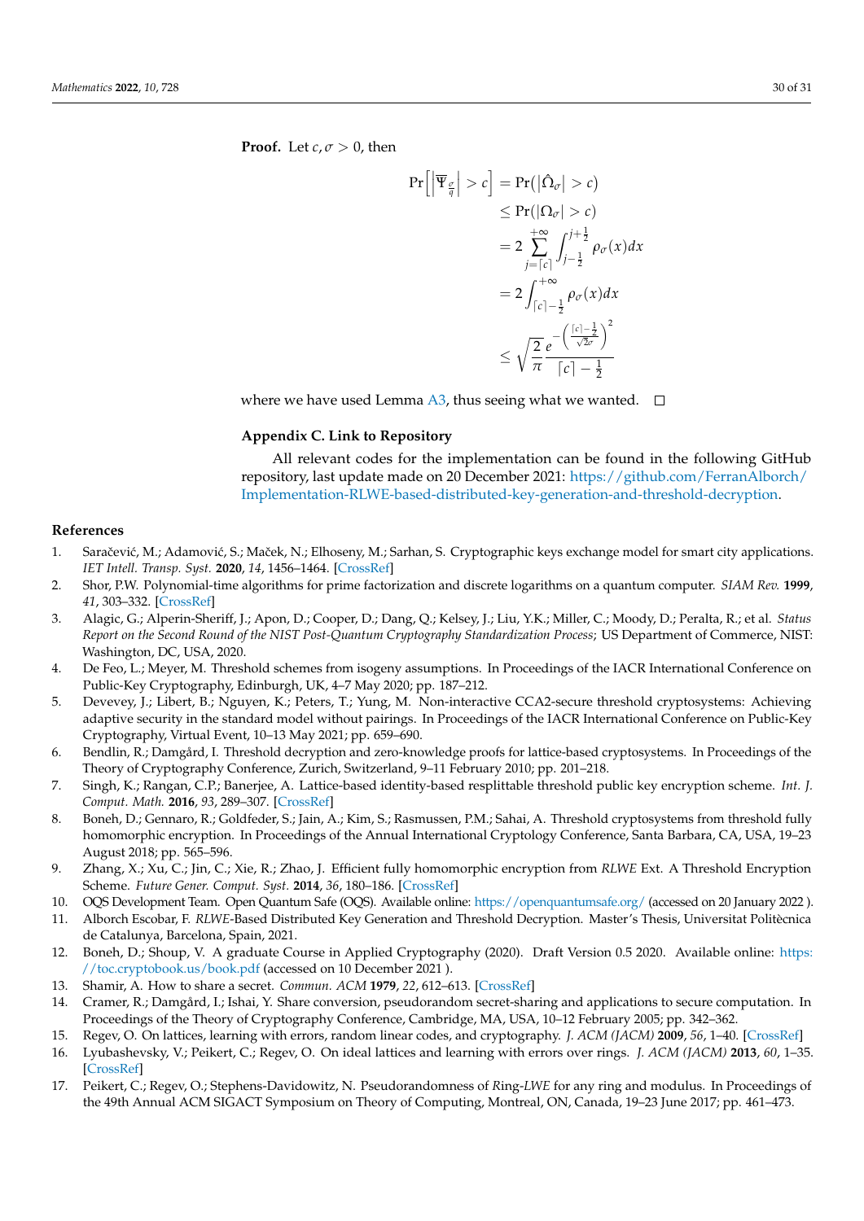**Proof.** Let $c, \sigma > 0$, then

$$
\begin{aligned}
\Pr\left[\left|\overline{\Psi}_{\frac{\sigma}{q}}\right| > c\right] &= \Pr\left(\left|\hat{\Omega}_{\sigma}\right| > c\right) \\
&\leq \Pr(|\Omega_{\sigma}| > c) \\
&= 2\sum_{j=\lceil c \rceil}^{+\infty} \int_{j-\frac{1}{2}}^{j+\frac{1}{2}} \rho_{\sigma}(x)dx \\
&= 2\int_{\lceil c \rceil - \frac{1}{2}}^{+\infty} \rho_{\sigma}(x)dx \\
&\leq \sqrt{\frac{2}{\pi}} \frac{e^{-\left(\frac{\lceil c \rceil - \frac{1}{2}}{\sqrt{2}\sigma}\right)^2}}{\lceil c \rceil - \frac{1}{2}}
\end{aligned}
$$

where we have used Lemma A3, thus seeing what we wanted. □

## Appendix C. Link to Repository

All relevant codes for the implementation can be found in the following GitHub repository, last update made on 20 December 2021: https://github.com/FerranAlborch/Implementation-RLWE-based-distributed-key-generation-and-threshold-decryption.

## References

1. Saračević, M.; Adamović, S.; Maček, N.; Elhoseny, M.; Sarhan, S. Cryptographic keys exchange model for smart city applications. *IET Intell. Transp. Syst.* **2020**, *14*, 1456–1464. [CrossRef]
2. Shor, P.W. Polynomial-time algorithms for prime factorization and discrete logarithms on a quantum computer. *SIAM Rev.* **1999**, *41*, 303–332. [CrossRef]
3. Alagic, G.; Alperin-Sheriff, J.; Apon, D.; Cooper, D.; Dang, Q.; Kelsey, J.; Liu, Y.K.; Miller, C.; Moody, D.; Peralta, R.; et al. *Status Report on the Second Round of the NIST Post-Quantum Cryptography Standardization Process*; US Department of Commerce, NIST: Washington, DC, USA, 2020.
4. De Feo, L.; Meyer, M. Threshold schemes from isogeny assumptions. In Proceedings of the IACR International Conference on Public-Key Cryptography, Edinburgh, UK, 4–7 May 2020; pp. 187–212.
5. Devevey, J.; Libert, B.; Nguyen, K.; Peters, T.; Yung, M. Non-interactive CCA2-secure threshold cryptosystems: Achieving adaptive security in the standard model without pairings. In Proceedings of the IACR International Conference on Public-Key Cryptography, Virtual Event, 10–13 May 2021; pp. 659–690.
6. Bendlin, R.; Damgård, I. Threshold decryption and zero-knowledge proofs for lattice-based cryptosystems. In Proceedings of the Theory of Cryptography Conference, Zurich, Switzerland, 9–11 February 2010; pp. 201–218.
7. Singh, K.; Rangan, C.P.; Banerjee, A. Lattice-based identity-based resplittable threshold public key encryption scheme. *Int. J. Comput. Math.* **2016**, *93*, 289–307. [CrossRef]
8. Boneh, D.; Gennaro, R.; Goldfeder, S.; Jain, A.; Kim, S.; Rasmussen, P.M.; Sahai, A. Threshold cryptosystems from threshold fully homomorphic encryption. In Proceedings of the Annual International Cryptology Conference, Santa Barbara, CA, USA, 19–23 August 2018; pp. 565–596.
9. Zhang, X.; Xu, C.; Jin, C.; Xie, R.; Zhao, J. Efficient fully homomorphic encryption from *RLWE* Ext. A Threshold Encryption Scheme. *Future Gener. Comput. Syst.* **2014**, *36*, 180–186. [CrossRef]
10. OQS Development Team. Open Quantum Safe (OQS). Available online: https://openquantumsafe.org/ (accessed on 20 January 2022 ).
11. Alborch Escobar, F. *RLWE*-Based Distributed Key Generation and Threshold Decryption. Master's Thesis, Universitat Politècnica de Catalunya, Barcelona, Spain, 2021.
12. Boneh, D.; Shoup, V. A graduate Course in Applied Cryptography (2020). Draft Version 0.5 2020. Available online: https://toc.cryptobook.us/book.pdf (accessed on 10 December 2021 ).
13. Shamir, A. How to share a secret. *Commun. ACM* **1979**, *22*, 612–613. [CrossRef]
14. Cramer, R.; Damgård, I.; Ishai, Y. Share conversion, pseudorandom secret-sharing and applications to secure computation. In Proceedings of the Theory of Cryptography Conference, Cambridge, MA, USA, 10–12 February 2005; pp. 342–362.
15. Regev, O. On lattices, learning with errors, random linear codes, and cryptography. *J. ACM (JACM)* **2009**, *56*, 1–40. [CrossRef]
16. Lyubashevsky, V.; Peikert, C.; Regev, O. On ideal lattices and learning with errors over rings. *J. ACM (JACM)* **2013**, *60*, 1–35. [CrossRef]
17. Peikert, C.; Regev, O.; Stephens-Davidowitz, N. Pseudorandomness of Ring-*LWE* for any ring and modulus. In Proceedings of the 49th Annual ACM SIGACT Symposium on Theory of Computing, Montreal, ON, Canada, 19–23 June 2017; pp. 461–473.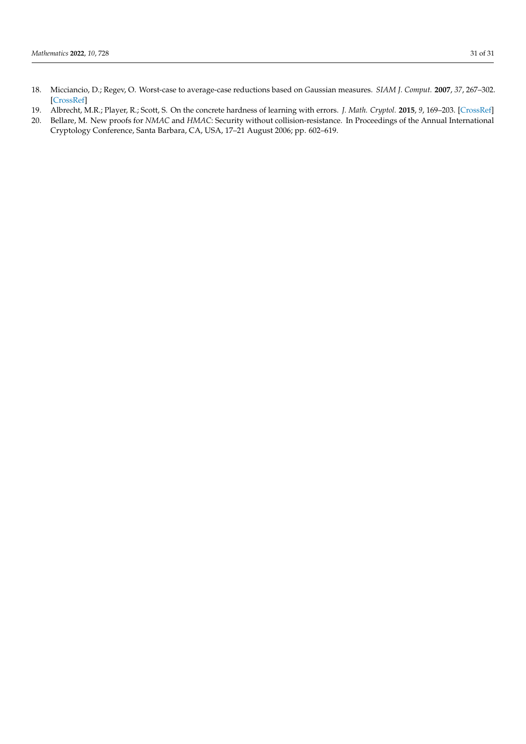18. Micciancio, D.; Regev, O. Worst-case to average-case reductions based on Gaussian measures. *SIAM J. Comput.* **2007**, *37*, 267–302. [CrossRef]
19. Albrecht, M.R.; Player, R.; Scott, S. On the concrete hardness of learning with errors. *J. Math. Cryptol.* **2015**, *9*, 169–203. [CrossRef]
20. Bellare, M. New proofs for *NMAC* and *HMAC*: Security without collision-resistance. In Proceedings of the Annual International Cryptology Conference, Santa Barbara, CA, USA, 17–21 August 2006; pp. 602–619.